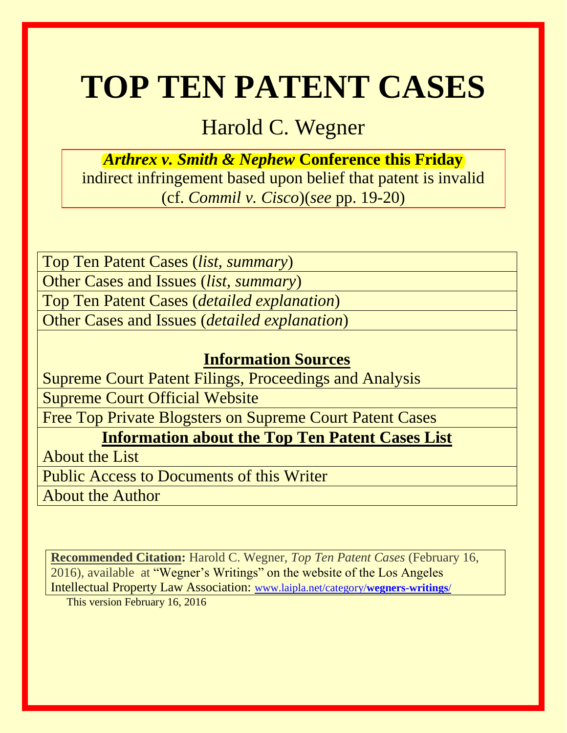# TOP TEN PATENT CASES

Harold C. Wegner

***Arthrex v. Smith & Nephew* Conference this Friday**
indirect infringement based upon belief that patent is invalid
(cf. *Commil v. Cisco*)(*see* pp. 19-20)

| Top Ten Patent Cases (*list, summary*) |
|---|
| Other Cases and Issues (*list, summary*) |
| Top Ten Patent Cases (*detailed explanation*) |
| Other Cases and Issues (*detailed explanation*) |
| **Information Sources** |
| Supreme Court Patent Filings, Proceedings and Analysis |
| Supreme Court Official Website |
| Free Top Private Blogsters on Supreme Court Patent Cases |
| **Information about the Top Ten Patent Cases List** |
| About the List |
| Public Access to Documents of this Writer |
| About the Author |

**Recommended Citation:** Harold C. Wegner, *Top Ten Patent Cases* (February 16, 2016), available at "Wegner's Writings" on the website of the Los Angeles Intellectual Property Law Association: www.laipla.net/category/**wegners-writings**/

This version February 16, 2016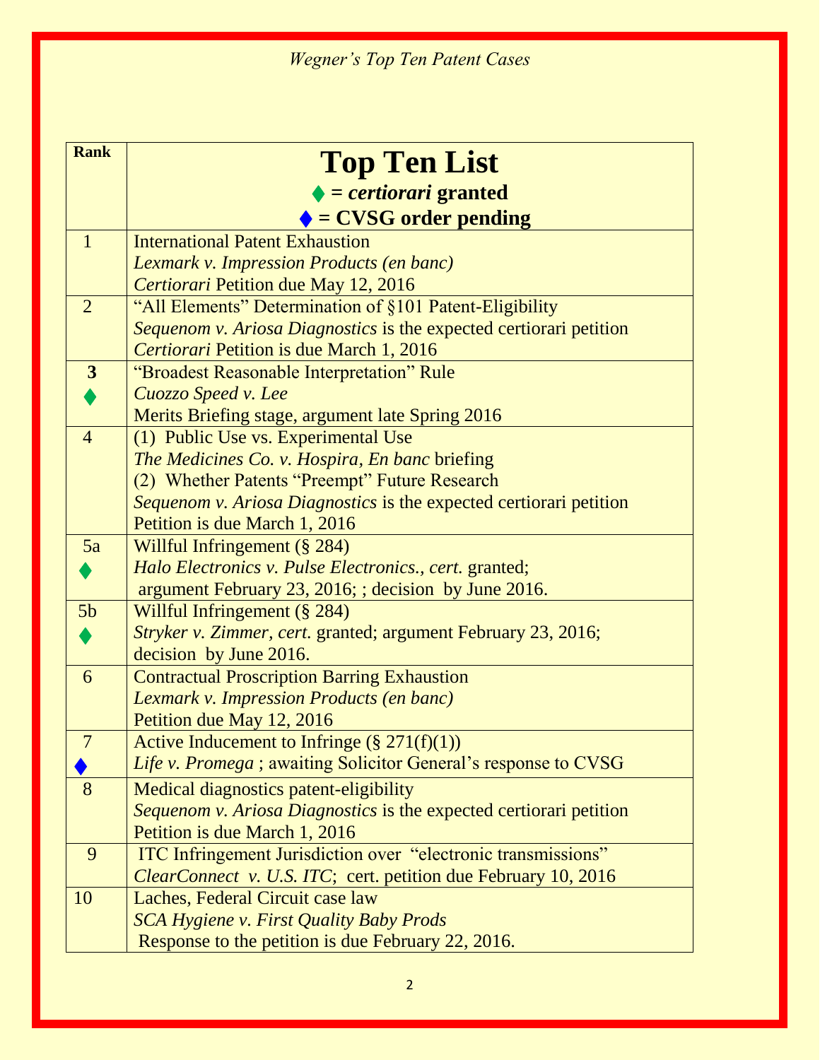*Wegner's Top Ten Patent Cases*

| Rank | **Top Ten List** ♦ = ***certiorari*** **granted** ♦ = **CVSG order pending** |
|---|---|
| 1 | International Patent Exhaustion<br>*Lexmark v. Impression Products (en banc)*<br>*Certiorari* Petition due May 12, 2016 |
| 2 | "All Elements" Determination of §101 Patent-Eligibility<br>*Sequenom v. Ariosa Diagnostics* is the expected certiorari petition<br>*Certiorari* Petition is due March 1, 2016 |
| **3** ♦ | "Broadest Reasonable Interpretation" Rule<br>*Cuozzo Speed v. Lee*<br>Merits Briefing stage, argument late Spring 2016 |
| 4 | (1) Public Use vs. Experimental Use<br>*The Medicines Co. v. Hospira, En banc* briefing<br>(2) Whether Patents "Preempt" Future Research<br>*Sequenom v. Ariosa Diagnostics* is the expected certiorari petition<br>Petition is due March 1, 2016 |
| 5a ♦ | Willful Infringement (§ 284)<br>*Halo Electronics v. Pulse Electronics., cert.* granted;<br>argument February 23, 2016; ; decision by June 2016. |
| 5b ♦ | Willful Infringement (§ 284)<br>*Stryker v. Zimmer, cert.* granted; argument February 23, 2016;<br>decision by June 2016. |
| 6 | Contractual Proscription Barring Exhaustion<br>*Lexmark v. Impression Products (en banc)*<br>Petition due May 12, 2016 |
| 7 ♦ | Active Inducement to Infringe (§ 271(f)(1))<br>*Life v. Promega* ; awaiting Solicitor General's response to CVSG |
| 8 | Medical diagnostics patent-eligibility<br>*Sequenom v. Ariosa Diagnostics* is the expected certiorari petition<br>Petition is due March 1, 2016 |
| 9 | ITC Infringement Jurisdiction over "electronic transmissions"<br>*ClearConnect v. U.S. ITC*; cert. petition due February 10, 2016 |
| 10 | Laches, Federal Circuit case law<br>*SCA Hygiene v. First Quality Baby Prods*<br>Response to the petition is due February 22, 2016. |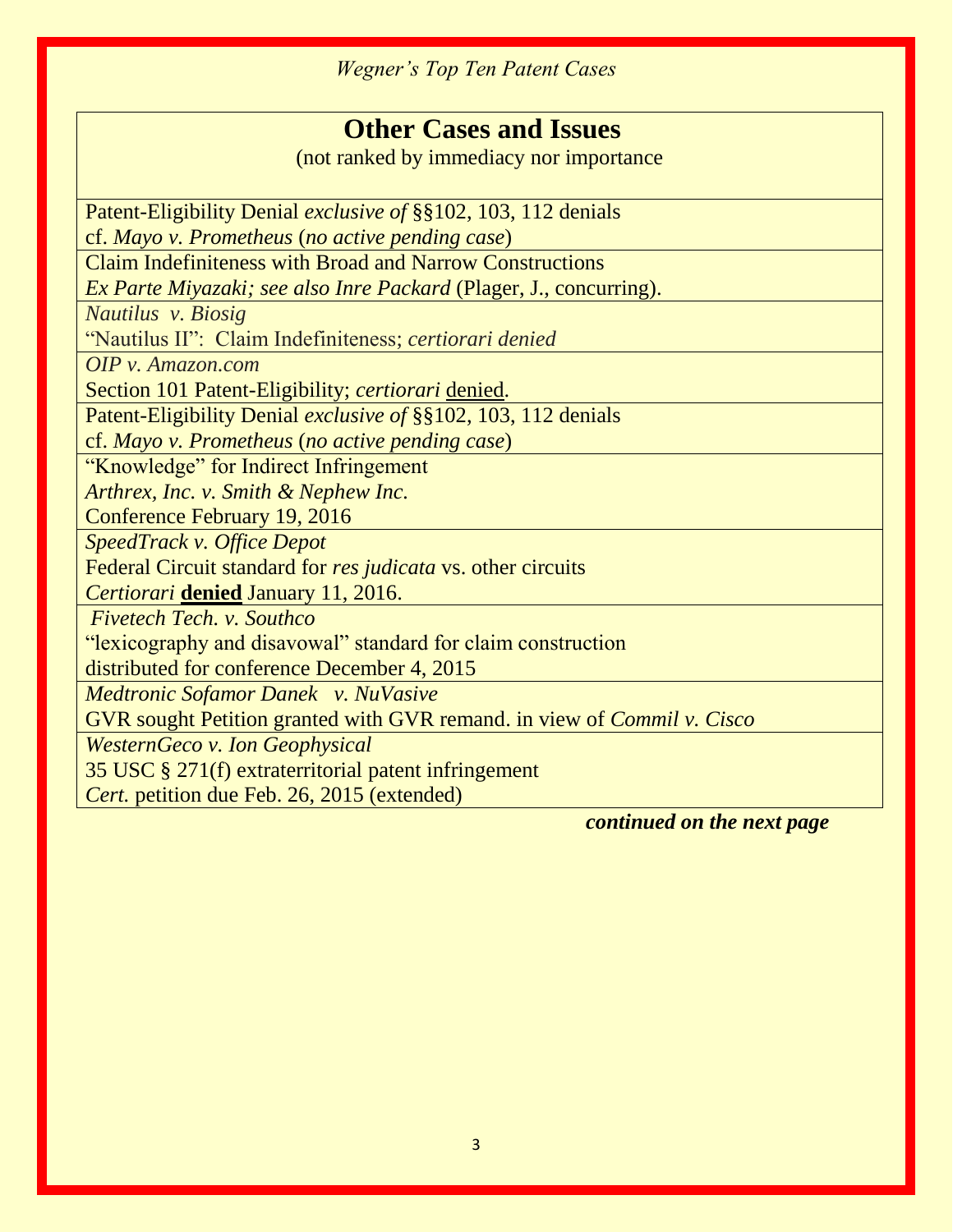## Other Cases and Issues

(not ranked by immediacy nor importance

| |
|---|
| Patent-Eligibility Denial *exclusive of* §§102, 103, 112 denials<br>cf. *Mayo v. Prometheus* (*no active pending case*) |
| Claim Indefiniteness with Broad and Narrow Constructions<br>*Ex Parte Miyazaki; see also Inre Packard* (Plager, J., concurring). |
| *Nautilus v. Biosig*<br>"Nautilus II": Claim Indefiniteness; *certiorari denied* |
| *OIP v. Amazon.com*<br>Section 101 Patent-Eligibility; *certiorari* denied. |
| Patent-Eligibility Denial *exclusive of* §§102, 103, 112 denials<br>cf. *Mayo v. Prometheus* (*no active pending case*) |
| "Knowledge" for Indirect Infringement<br>*Arthrex, Inc. v. Smith & Nephew Inc.*<br>Conference February 19, 2016 |
| *SpeedTrack v. Office Depot*<br>Federal Circuit standard for *res judicata* vs. other circuits<br>*Certiorari* **denied** January 11, 2016. |
| *Fivetech Tech. v. Southco*<br>"lexicography and disavowal" standard for claim construction<br>distributed for conference December 4, 2015 |
| *Medtronic Sofamor Danek v. NuVasive*<br>GVR sought Petition granted with GVR remand. in view of *Commil v. Cisco* |
| *WesternGeco v. Ion Geophysical*<br>35 USC § 271(f) extraterritorial patent infringement<br>*Cert.* petition due Feb. 26, 2015 (extended) |

***continued on the next page***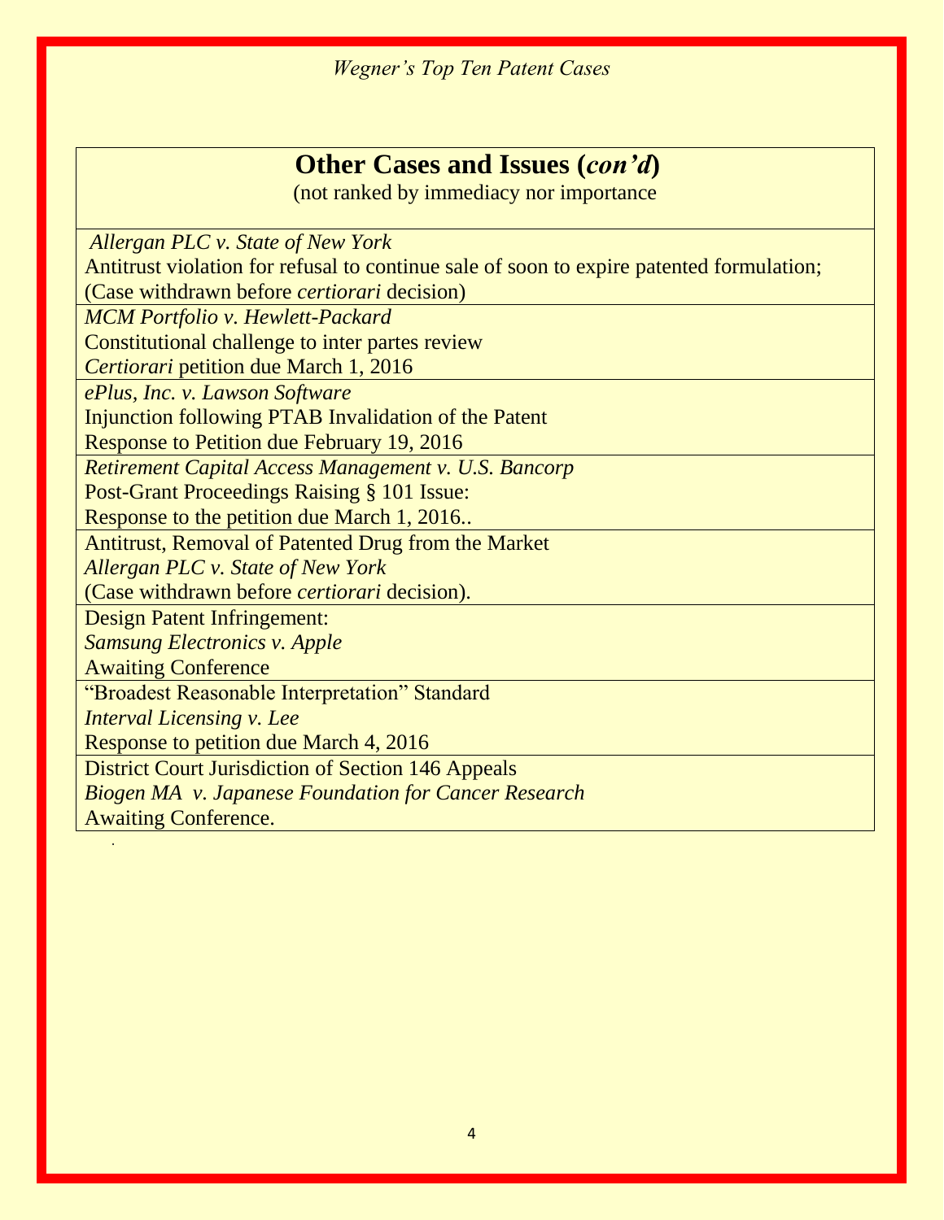## Other Cases and Issues (*con'd*)

(not ranked by immediacy nor importance

*Allergan PLC v. State of New York*
Antitrust violation for refusal to continue sale of soon to expire patented formulation;
(Case withdrawn before *certiorari* decision)

*MCM Portfolio v. Hewlett-Packard*
Constitutional challenge to inter partes review
*Certiorari* petition due March 1, 2016

*ePlus, Inc. v. Lawson Software*
Injunction following PTAB Invalidation of the Patent
Response to Petition due February 19, 2016

*Retirement Capital Access Management v. U.S. Bancorp*
Post-Grant Proceedings Raising § 101 Issue:
Response to the petition due March 1, 2016..

Antitrust, Removal of Patented Drug from the Market
*Allergan PLC v. State of New York*
(Case withdrawn before *certiorari* decision).

Design Patent Infringement:
*Samsung Electronics v. Apple*
Awaiting Conference

"Broadest Reasonable Interpretation" Standard
*Interval Licensing v. Lee*
Response to petition due March 4, 2016

District Court Jurisdiction of Section 146 Appeals
*Biogen MA v. Japanese Foundation for Cancer Research*
Awaiting Conference.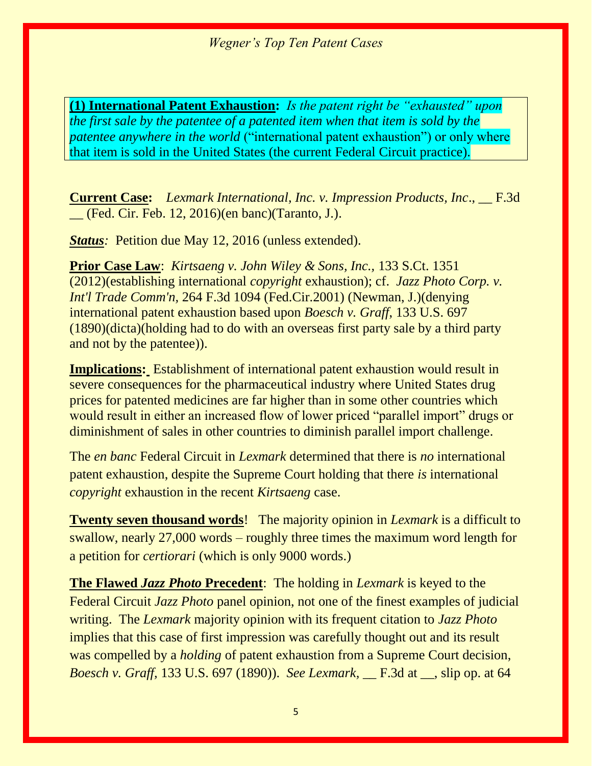**(1) International Patent Exhaustion:** *Is the patent right be "exhausted" upon the first sale by the patentee of a patented item when that item is sold by the patentee anywhere in the world* ("international patent exhaustion") or only where that item is sold in the United States (the current Federal Circuit practice).

**Current Case:** *Lexmark International, Inc. v. Impression Products, Inc*., __ F.3d __ (Fed. Cir. Feb. 12, 2016)(en banc)(Taranto, J.).

***Status**:* Petition due May 12, 2016 (unless extended).

**Prior Case Law**: *Kirtsaeng v. John Wiley & Sons, Inc.,* 133 S.Ct. 1351 (2012)(establishing international *copyright* exhaustion); cf. *Jazz Photo Corp. v. Int'l Trade Comm'n*, 264 F.3d 1094 (Fed.Cir.2001) (Newman, J.)(denying international patent exhaustion based upon *Boesch v. Graff*, 133 U.S. 697 (1890)(dicta)(holding had to do with an overseas first party sale by a third party and not by the patentee)).

**Implications:** Establishment of international patent exhaustion would result in severe consequences for the pharmaceutical industry where United States drug prices for patented medicines are far higher than in some other countries which would result in either an increased flow of lower priced "parallel import" drugs or diminishment of sales in other countries to diminish parallel import challenge.

The *en banc* Federal Circuit in *Lexmark* determined that there is *no* international patent exhaustion, despite the Supreme Court holding that there *is* international *copyright* exhaustion in the recent *Kirtsaeng* case.

**Twenty seven thousand words**! The majority opinion in *Lexmark* is a difficult to swallow, nearly 27,000 words – roughly three times the maximum word length for a petition for *certiorari* (which is only 9000 words.)

**The Flawed *Jazz Photo* Precedent**: The holding in *Lexmark* is keyed to the Federal Circuit *Jazz Photo* panel opinion, not one of the finest examples of judicial writing. The *Lexmark* majority opinion with its frequent citation to *Jazz Photo* implies that this case of first impression was carefully thought out and its result was compelled by a *holding* of patent exhaustion from a Supreme Court decision, *Boesch v. Graff*, 133 U.S. 697 (1890)). *See Lexmark*, __ F.3d at __, slip op. at 64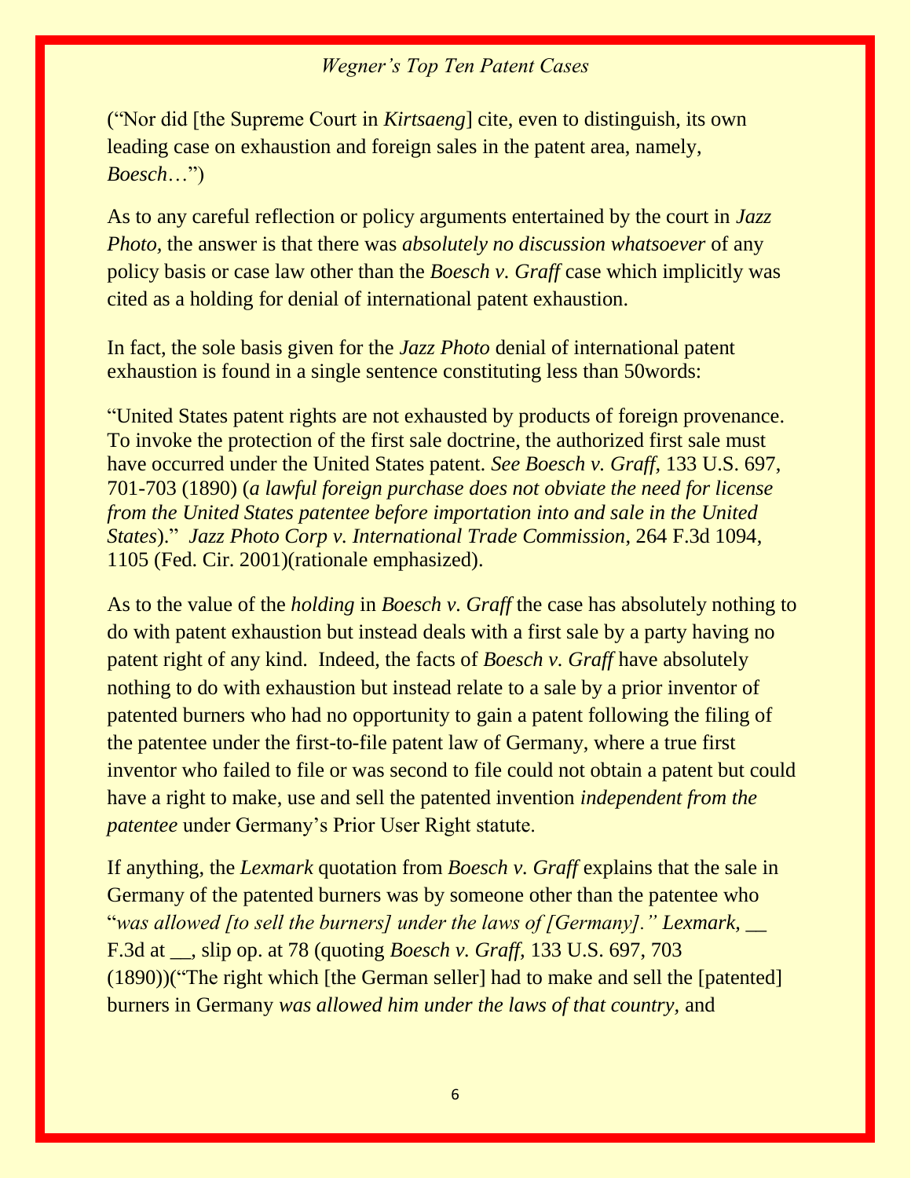("Nor did [the Supreme Court in *Kirtsaeng*] cite, even to distinguish, its own leading case on exhaustion and foreign sales in the patent area, namely, *Boesch*…")

As to any careful reflection or policy arguments entertained by the court in *Jazz Photo,* the answer is that there was *absolutely no discussion whatsoever* of any policy basis or case law other than the *Boesch v. Graff* case which implicitly was cited as a holding for denial of international patent exhaustion.

In fact, the sole basis given for the *Jazz Photo* denial of international patent exhaustion is found in a single sentence constituting less than 50words:

"United States patent rights are not exhausted by products of foreign provenance. To invoke the protection of the first sale doctrine, the authorized first sale must have occurred under the United States patent. *See Boesch v. Graff*, 133 U.S. 697, 701-703 (1890) (*a lawful foreign purchase does not obviate the need for license from the United States patentee before importation into and sale in the United States*)." *Jazz Photo Corp v. International Trade Commission*, 264 F.3d 1094, 1105 (Fed. Cir. 2001)(rationale emphasized).

As to the value of the *holding* in *Boesch v. Graff* the case has absolutely nothing to do with patent exhaustion but instead deals with a first sale by a party having no patent right of any kind. Indeed, the facts of *Boesch v. Graff* have absolutely nothing to do with exhaustion but instead relate to a sale by a prior inventor of patented burners who had no opportunity to gain a patent following the filing of the patentee under the first-to-file patent law of Germany, where a true first inventor who failed to file or was second to file could not obtain a patent but could have a right to make, use and sell the patented invention *independent from the patentee* under Germany's Prior User Right statute.

If anything, the *Lexmark* quotation from *Boesch v. Graff* explains that the sale in Germany of the patented burners was by someone other than the patentee who "*was allowed [to sell the burners] under the laws of [Germany]." Lexmark*, __ F.3d at __, slip op. at 78 (quoting *Boesch v. Graff,* 133 U.S. 697, 703 (1890))("The right which [the German seller] had to make and sell the [patented] burners in Germany *was allowed him under the laws of that country,* and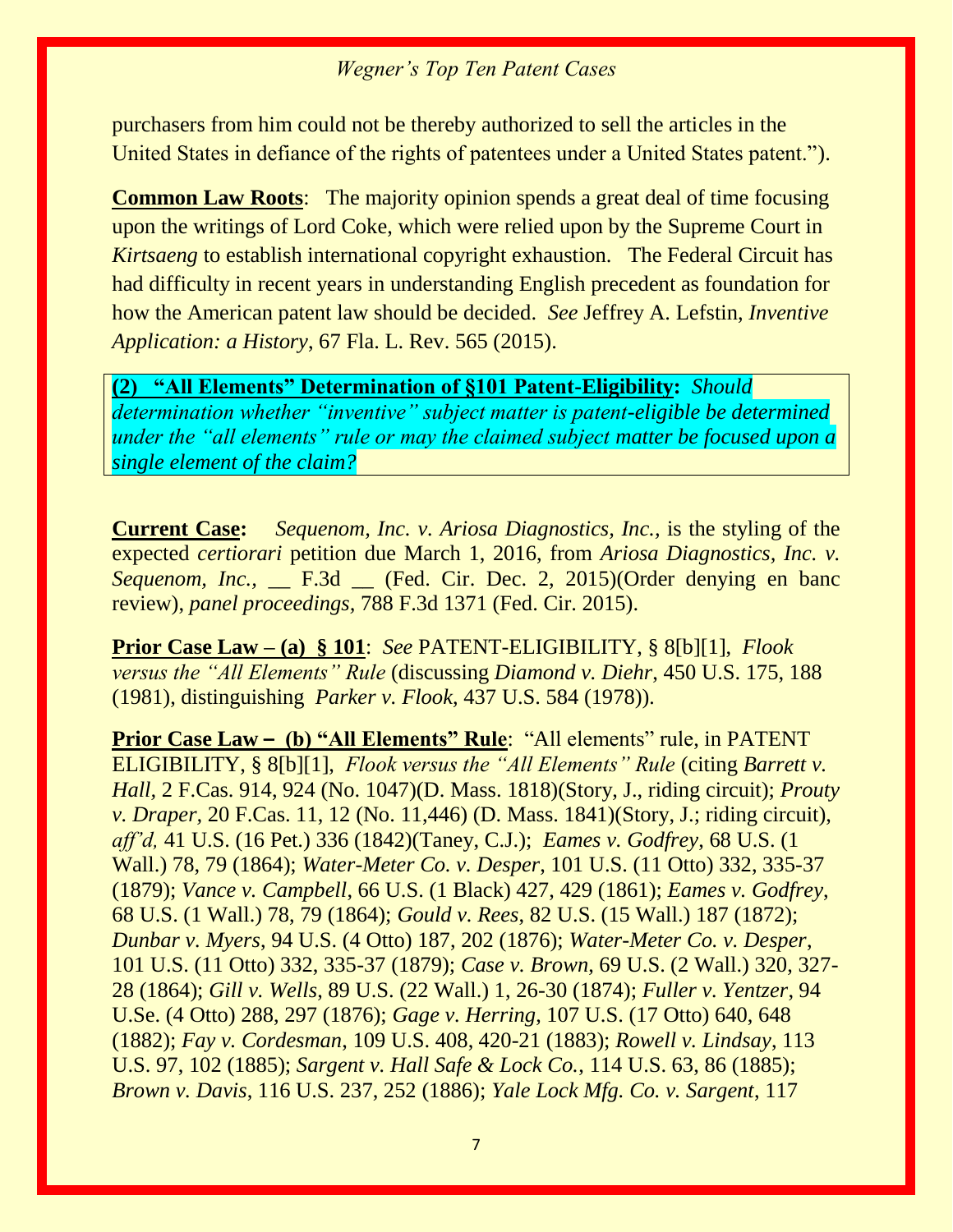purchasers from him could not be thereby authorized to sell the articles in the United States in defiance of the rights of patentees under a United States patent.").

**Common Law Roots**: The majority opinion spends a great deal of time focusing upon the writings of Lord Coke, which were relied upon by the Supreme Court in *Kirtsaeng* to establish international copyright exhaustion. The Federal Circuit has had difficulty in recent years in understanding English precedent as foundation for how the American patent law should be decided. *See* Jeffrey A. Lefstin, *Inventive Application: a History*, 67 Fla. L. Rev. 565 (2015).

**(2) "All Elements" Determination of §101 Patent-Eligibility:** *Should determination whether "inventive" subject matter is patent-eligible be determined under the "all elements" rule or may the claimed subject matter be focused upon a single element of the claim?*

**Current Case:** *Sequenom, Inc. v. Ariosa Diagnostics, Inc.*, is the styling of the expected *certiorari* petition due March 1, 2016, from *Ariosa Diagnostics, Inc. v. Sequenom, Inc.*, __ F.3d __ (Fed. Cir. Dec. 2, 2015)(Order denying en banc review), *panel proceedings*, 788 F.3d 1371 (Fed. Cir. 2015).

**Prior Case Law – (a) § 101**: *See* PATENT-ELIGIBILITY, § 8[b][1], *Flook versus the "All Elements" Rule* (discussing *Diamond v. Diehr*, 450 U.S. 175, 188 (1981), distinguishing *Parker v. Flook*, 437 U.S. 584 (1978)).

**Prior Case Law – (b) "All Elements" Rule**: "All elements" rule, in PATENT ELIGIBILITY, § 8[b][1], *Flook versus the "All Elements" Rule* (citing *Barrett v. Hall*, 2 F.Cas. 914, 924 (No. 1047)(D. Mass. 1818)(Story, J., riding circuit); *Prouty v. Draper*, 20 F.Cas. 11, 12 (No. 11,446) (D. Mass. 1841)(Story, J.; riding circuit), *aff'd*, 41 U.S. (16 Pet.) 336 (1842)(Taney, C.J.); *Eames v. Godfrey*, 68 U.S. (1 Wall.) 78, 79 (1864); *Water-Meter Co. v. Desper*, 101 U.S. (11 Otto) 332, 335-37 (1879); *Vance v. Campbell*, 66 U.S. (1 Black) 427, 429 (1861); *Eames v. Godfrey*, 68 U.S. (1 Wall.) 78, 79 (1864); *Gould v. Rees*, 82 U.S. (15 Wall.) 187 (1872); *Dunbar v. Myers*, 94 U.S. (4 Otto) 187, 202 (1876); *Water-Meter Co. v. Desper*, 101 U.S. (11 Otto) 332, 335-37 (1879); *Case v. Brown*, 69 U.S. (2 Wall.) 320, 327-28 (1864); *Gill v. Wells*, 89 U.S. (22 Wall.) 1, 26-30 (1874); *Fuller v. Yentzer*, 94 U.Se. (4 Otto) 288, 297 (1876); *Gage v. Herring*, 107 U.S. (17 Otto) 640, 648 (1882); *Fay v. Cordesman*, 109 U.S. 408, 420-21 (1883); *Rowell v. Lindsay*, 113 U.S. 97, 102 (1885); *Sargent v. Hall Safe & Lock Co.*, 114 U.S. 63, 86 (1885); *Brown v. Davis*, 116 U.S. 237, 252 (1886); *Yale Lock Mfg. Co. v. Sargent*, 117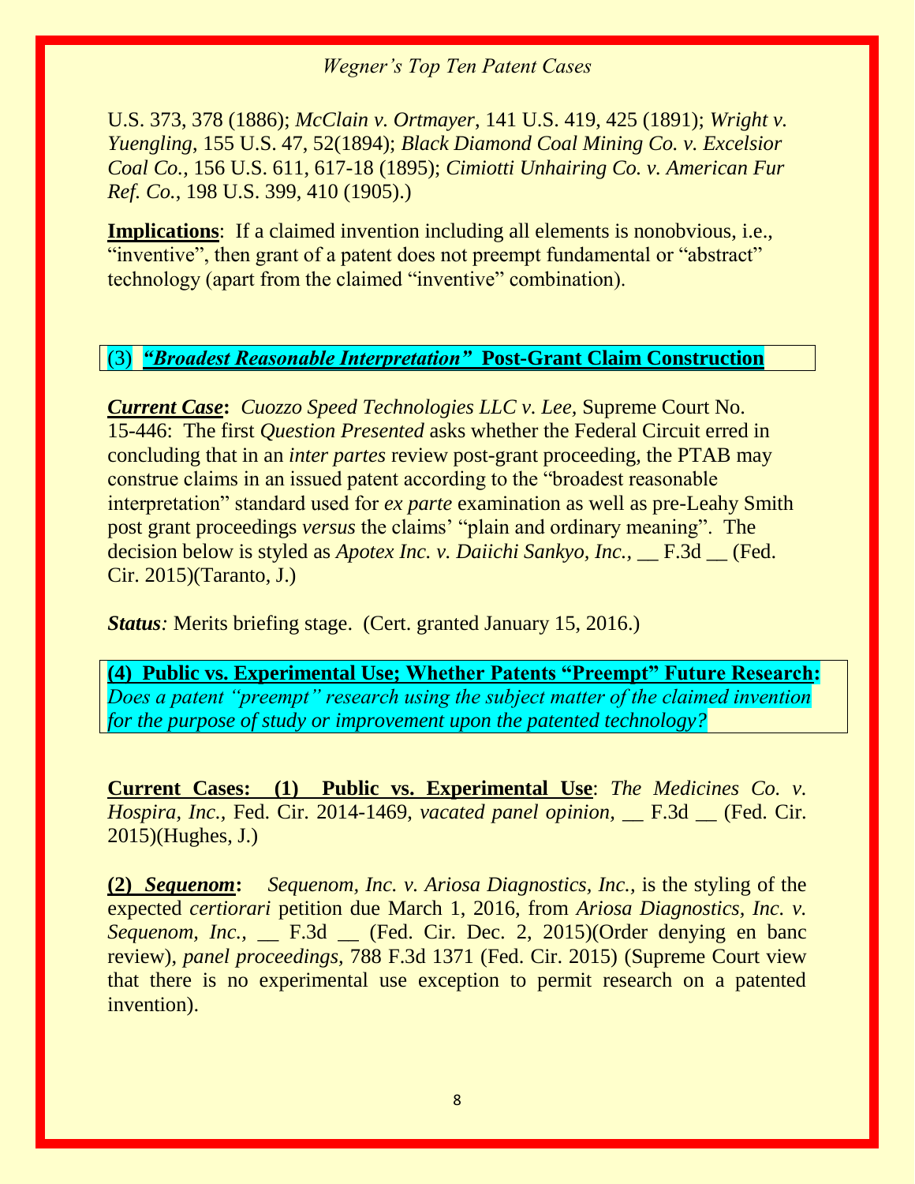U.S. 373, 378 (1886); *McClain v. Ortmayer*, 141 U.S. 419, 425 (1891); *Wright v. Yuengling*, 155 U.S. 47, 52(1894); *Black Diamond Coal Mining Co. v. Excelsior Coal Co.*, 156 U.S. 611, 617-18 (1895); *Cimiotti Unhairing Co. v. American Fur Ref. Co.*, 198 U.S. 399, 410 (1905).)

**Implications**: If a claimed invention including all elements is nonobvious, i.e., "inventive", then grant of a patent does not preempt fundamental or "abstract" technology (apart from the claimed "inventive" combination).

### (3) ***"Broadest Reasonable Interpretation"* Post-Grant Claim Construction**

***Current Case*:** *Cuozzo Speed Technologies LLC v. Lee,* Supreme Court No. 15-446: The first *Question Presented* asks whether the Federal Circuit erred in concluding that in an *inter partes* review post-grant proceeding, the PTAB may construe claims in an issued patent according to the "broadest reasonable interpretation" standard used for *ex parte* examination as well as pre-Leahy Smith post grant proceedings *versus* the claims' "plain and ordinary meaning". The decision below is styled as *Apotex Inc. v. Daiichi Sankyo, Inc.,* __ F.3d __ (Fed. Cir. 2015)(Taranto, J.)

***Status:*** Merits briefing stage. (Cert. granted January 15, 2016.)

### (4) Public vs. Experimental Use; Whether Patents "Preempt" Future Research:

*Does a patent "preempt" research using the subject matter of the claimed invention for the purpose of study or improvement upon the patented technology?*

**Current Cases: (1) Public vs. Experimental Use**: *The Medicines Co. v. Hospira, Inc.,* Fed. Cir. 2014-1469, *vacated panel opinion,* __ F.3d __ (Fed. Cir. 2015)(Hughes, J.)

**(2) *Sequenom*:** *Sequenom, Inc. v. Ariosa Diagnostics, Inc.*, is the styling of the expected *certiorari* petition due March 1, 2016, from *Ariosa Diagnostics, Inc. v. Sequenom, Inc.,* __ F.3d __ (Fed. Cir. Dec. 2, 2015)(Order denying en banc review), *panel proceedings,* 788 F.3d 1371 (Fed. Cir. 2015) (Supreme Court view that there is no experimental use exception to permit research on a patented invention).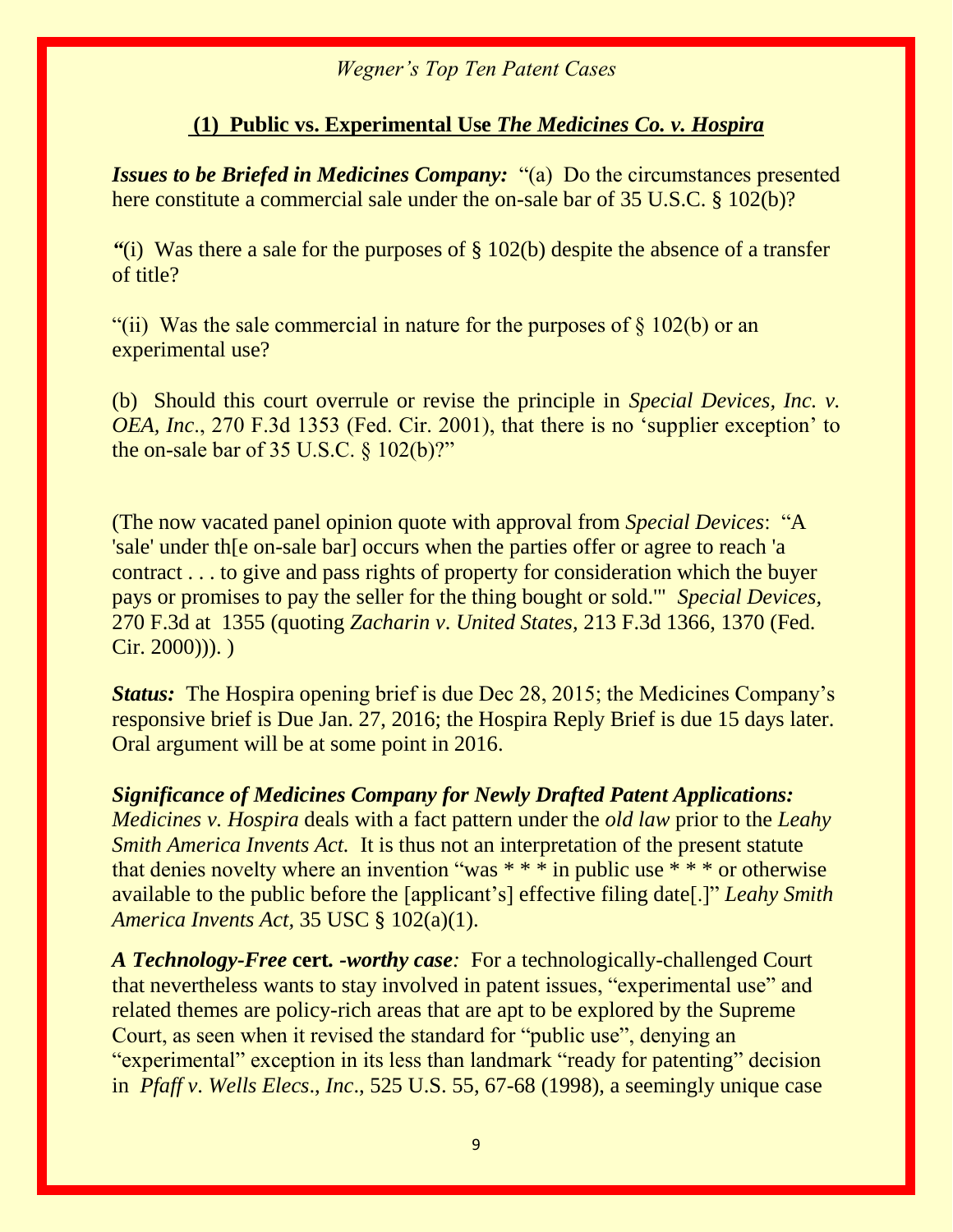## (1) Public vs. Experimental Use *The Medicines Co. v. Hospira*

***Issues to be Briefed in Medicines Company:*** "(a) Do the circumstances presented here constitute a commercial sale under the on-sale bar of 35 U.S.C. § 102(b)?

*"*(i) Was there a sale for the purposes of § 102(b) despite the absence of a transfer of title?

"(ii) Was the sale commercial in nature for the purposes of § 102(b) or an experimental use?

(b) Should this court overrule or revise the principle in *Special Devices, Inc. v. OEA, Inc*., 270 F.3d 1353 (Fed. Cir. 2001), that there is no 'supplier exception' to the on-sale bar of 35 U.S.C. § 102(b)?"

(The now vacated panel opinion quote with approval from *Special Devices*: "A 'sale' under th[e on-sale bar] occurs when the parties offer or agree to reach 'a contract . . . to give and pass rights of property for consideration which the buyer pays or promises to pay the seller for the thing bought or sold.'" *Special Devices,* 270 F.3d at 1355 (quoting *Zacharin v. United States,* 213 F.3d 1366, 1370 (Fed. Cir. 2000))). )

***Status:*** The Hospira opening brief is due Dec 28, 2015; the Medicines Company's responsive brief is Due Jan. 27, 2016; the Hospira Reply Brief is due 15 days later. Oral argument will be at some point in 2016.

***Significance of Medicines Company for Newly Drafted Patent Applications:*** *Medicines v. Hospira* deals with a fact pattern under the *old law* prior to the *Leahy Smith America Invents Act.* It is thus not an interpretation of the present statute that denies novelty where an invention "was * * * in public use * * * or otherwise available to the public before the [applicant's] effective filing date[.]" *Leahy Smith America Invents Act,* 35 USC § 102(a)(1).

***A Technology-Free* cert. *-worthy case:*** For a technologically-challenged Court that nevertheless wants to stay involved in patent issues, "experimental use" and related themes are policy-rich areas that are apt to be explored by the Supreme Court, as seen when it revised the standard for "public use", denying an "experimental" exception in its less than landmark "ready for patenting" decision in *Pfaff v. Wells Elecs., Inc*., 525 U.S. 55, 67-68 (1998), a seemingly unique case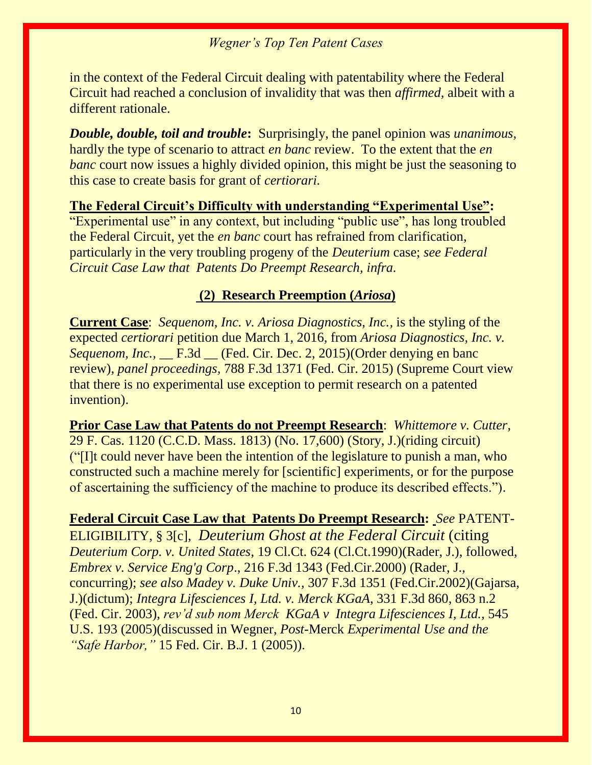in the context of the Federal Circuit dealing with patentability where the Federal Circuit had reached a conclusion of invalidity that was then *affirmed*, albeit with a different rationale.

***Double, double, toil and trouble*:** Surprisingly, the panel opinion was *unanimous*, hardly the type of scenario to attract *en banc* review. To the extent that the *en banc* court now issues a highly divided opinion, this might be just the seasoning to this case to create basis for grant of *certiorari.*

**The Federal Circuit's Difficulty with understanding "Experimental Use":** "Experimental use" in any context, but including "public use", has long troubled the Federal Circuit, yet the *en banc* court has refrained from clarification, particularly in the very troubling progeny of the *Deuterium* case; *see Federal Circuit Case Law that Patents Do Preempt Research, infra.*

## (2) Research Preemption (*Ariosa*)

**Current Case**: *Sequenom, Inc. v. Ariosa Diagnostics, Inc.*, is the styling of the expected *certiorari* petition due March 1, 2016, from *Ariosa Diagnostics, Inc. v. Sequenom, Inc.,* __ F.3d __ (Fed. Cir. Dec. 2, 2015)(Order denying en banc review), *panel proceedings*, 788 F.3d 1371 (Fed. Cir. 2015) (Supreme Court view that there is no experimental use exception to permit research on a patented invention).

**Prior Case Law that Patents do not Preempt Research**: *Whittemore v. Cutter*, 29 F. Cas. 1120 (C.C.D. Mass. 1813) (No. 17,600) (Story, J.)(riding circuit) ("[I]t could never have been the intention of the legislature to punish a man, who constructed such a machine merely for [scientific] experiments, or for the purpose of ascertaining the sufficiency of the machine to produce its described effects.").

**Federal Circuit Case Law that Patents Do Preempt Research:** *See* PATENT-ELIGIBILITY, § 3[c], *Deuterium Ghost at the Federal Circuit* (citing *Deuterium Corp. v. United States*, 19 Cl.Ct. 624 (Cl.Ct.1990)(Rader, J.), followed, *Embrex v. Service Eng'g Corp*., 216 F.3d 1343 (Fed.Cir.2000) (Rader, J., concurring); *see also Madey v. Duke Univ.*, 307 F.3d 1351 (Fed.Cir.2002)(Gajarsa, J.)(dictum); *Integra Lifesciences I, Ltd. v. Merck KGaA*, 331 F.3d 860, 863 n.2 (Fed. Cir. 2003), *rev'd sub nom Merck KGaA v Integra Lifesciences I, Ltd.*, 545 U.S. 193 (2005)(discussed in Wegner, *Post-*Merck *Experimental Use and the "Safe Harbor,"* 15 Fed. Cir. B.J. 1 (2005)).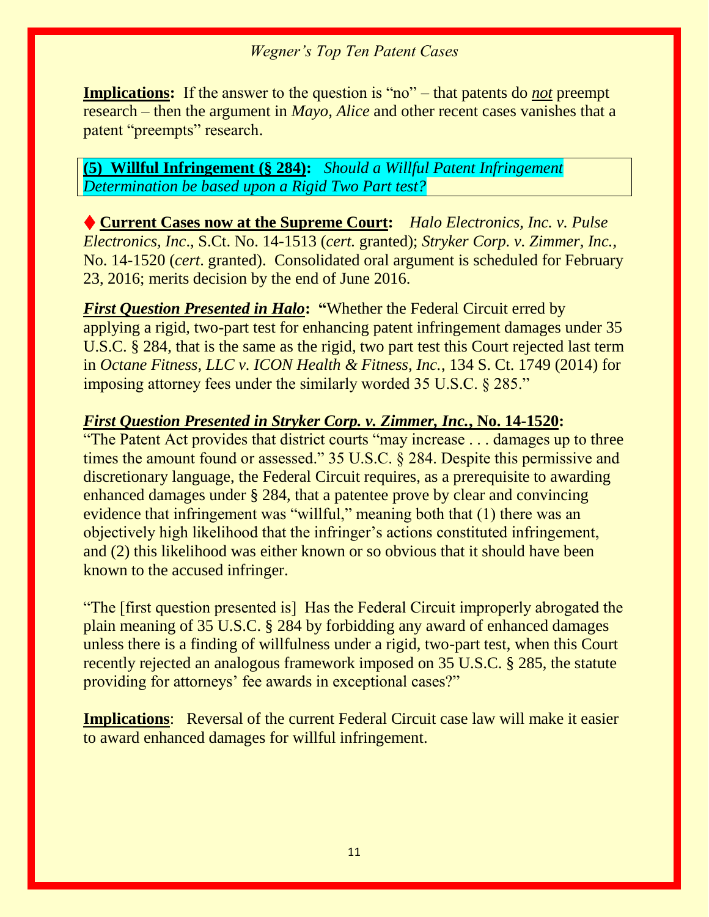**Implications:** If the answer to the question is "no" – that patents do ***not*** preempt research – then the argument in *Mayo, Alice* and other recent cases vanishes that a patent "preempts" research.

**(5) Willful Infringement (§ 284):** *Should a Willful Patent Infringement Determination be based upon a Rigid Two Part test?*

♦ **Current Cases now at the Supreme Court:** *Halo Electronics, Inc. v. Pulse Electronics, Inc*., S.Ct. No. 14-1513 (*cert.* granted); *Stryker Corp. v. Zimmer, Inc.*, No. 14-1520 (*cert*. granted). Consolidated oral argument is scheduled for February 23, 2016; merits decision by the end of June 2016.

***First Question Presented in Halo*: "**Whether the Federal Circuit erred by applying a rigid, two-part test for enhancing patent infringement damages under 35 U.S.C. § 284, that is the same as the rigid, two part test this Court rejected last term in *Octane Fitness, LLC v. ICON Health & Fitness, Inc.*, 134 S. Ct. 1749 (2014) for imposing attorney fees under the similarly worded 35 U.S.C. § 285."

***First Question Presented in Stryker Corp. v. Zimmer, Inc.*, No. 14-1520:**
"The Patent Act provides that district courts "may increase . . . damages up to three times the amount found or assessed." 35 U.S.C. § 284. Despite this permissive and discretionary language, the Federal Circuit requires, as a prerequisite to awarding enhanced damages under § 284, that a patentee prove by clear and convincing evidence that infringement was "willful," meaning both that (1) there was an objectively high likelihood that the infringer's actions constituted infringement, and (2) this likelihood was either known or so obvious that it should have been known to the accused infringer.

"The [first question presented is] Has the Federal Circuit improperly abrogated the plain meaning of 35 U.S.C. § 284 by forbidding any award of enhanced damages unless there is a finding of willfulness under a rigid, two-part test, when this Court recently rejected an analogous framework imposed on 35 U.S.C. § 285, the statute providing for attorneys' fee awards in exceptional cases?"

**Implications**: Reversal of the current Federal Circuit case law will make it easier to award enhanced damages for willful infringement.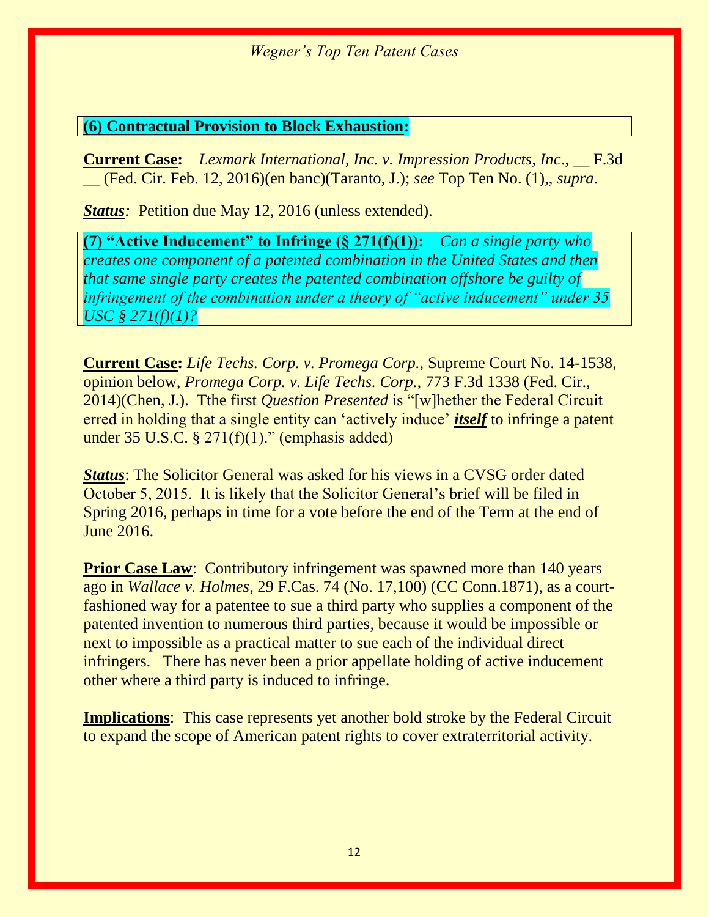**(6) Contractual Provision to Block Exhaustion:**

**Current Case:** *Lexmark International, Inc. v. Impression Products, Inc*., __ F.3d __ (Fed. Cir. Feb. 12, 2016)(en banc)(Taranto, J.); *see* Top Ten No. (1),, *supra*.

***Status:*** Petition due May 12, 2016 (unless extended).

**(7) "Active Inducement" to Infringe (§ 271(f)(1)):** *Can a single party who creates one component of a patented combination in the United States and then that same single party creates the patented combination offshore be guilty of infringement of the combination under a theory of "active inducement" under 35 USC § 271(f)(1)?*

**Current Case:** *Life Techs. Corp. v. Promega Corp.*, Supreme Court No. 14-1538, opinion below, *Promega Corp. v. Life Techs. Corp.*, 773 F.3d 1338 (Fed. Cir., 2014)(Chen, J.). Tthe first *Question Presented* is "[w]hether the Federal Circuit erred in holding that a single entity can 'actively induce' ***itself*** to infringe a patent under 35 U.S.C. § 271(f)(1)." (emphasis added)

***Status***: The Solicitor General was asked for his views in a CVSG order dated October 5, 2015. It is likely that the Solicitor General's brief will be filed in Spring 2016, perhaps in time for a vote before the end of the Term at the end of June 2016.

**Prior Case Law**: Contributory infringement was spawned more than 140 years ago in *Wallace v. Holmes*, 29 F.Cas. 74 (No. 17,100) (CC Conn.1871), as a court-fashioned way for a patentee to sue a third party who supplies a component of the patented invention to numerous third parties, because it would be impossible or next to impossible as a practical matter to sue each of the individual direct infringers. There has never been a prior appellate holding of active inducement other where a third party is induced to infringe.

**Implications**: This case represents yet another bold stroke by the Federal Circuit to expand the scope of American patent rights to cover extraterritorial activity.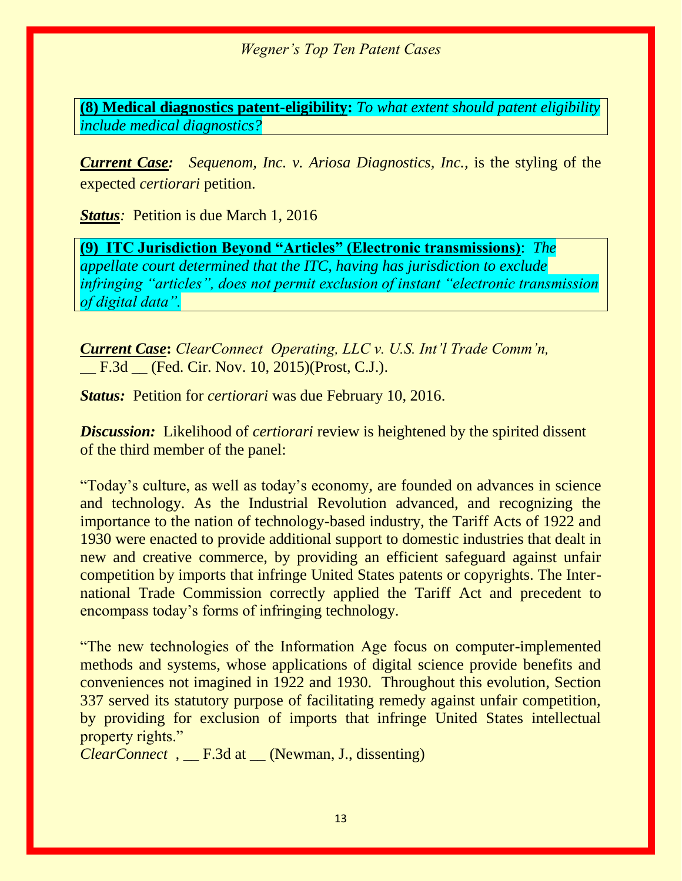**(8) Medical diagnostics patent-eligibility:** *To what extent should patent eligibility include medical diagnostics?*

***Current Case:*** *Sequenom, Inc. v. Ariosa Diagnostics, Inc.,* is the styling of the expected *certiorari* petition.

***Status:*** Petition is due March 1, 2016

**(9) ITC Jurisdiction Beyond "Articles" (Electronic transmissions)**: *The appellate court determined that the ITC, having has jurisdiction to exclude infringing "articles", does not permit exclusion of instant "electronic transmission of digital data".*

***Current Case*****:** *ClearConnect Operating, LLC v. U.S. Int'l Trade Comm'n,* __ F.3d __ (Fed. Cir. Nov. 10, 2015)(Prost, C.J.).

***Status:*** Petition for *certiorari* was due February 10, 2016.

***Discussion:*** Likelihood of *certiorari* review is heightened by the spirited dissent of the third member of the panel:

"Today's culture, as well as today's economy, are founded on advances in science and technology. As the Industrial Revolution advanced, and recognizing the importance to the nation of technology-based industry, the Tariff Acts of 1922 and 1930 were enacted to provide additional support to domestic industries that dealt in new and creative commerce, by providing an efficient safeguard against unfair competition by imports that infringe United States patents or copyrights. The International Trade Commission correctly applied the Tariff Act and precedent to encompass today's forms of infringing technology.

"The new technologies of the Information Age focus on computer-implemented methods and systems, whose applications of digital science provide benefits and conveniences not imagined in 1922 and 1930. Throughout this evolution, Section 337 served its statutory purpose of facilitating remedy against unfair competition, by providing for exclusion of imports that infringe United States intellectual property rights."
*ClearConnect* , __ F.3d at __ (Newman, J., dissenting)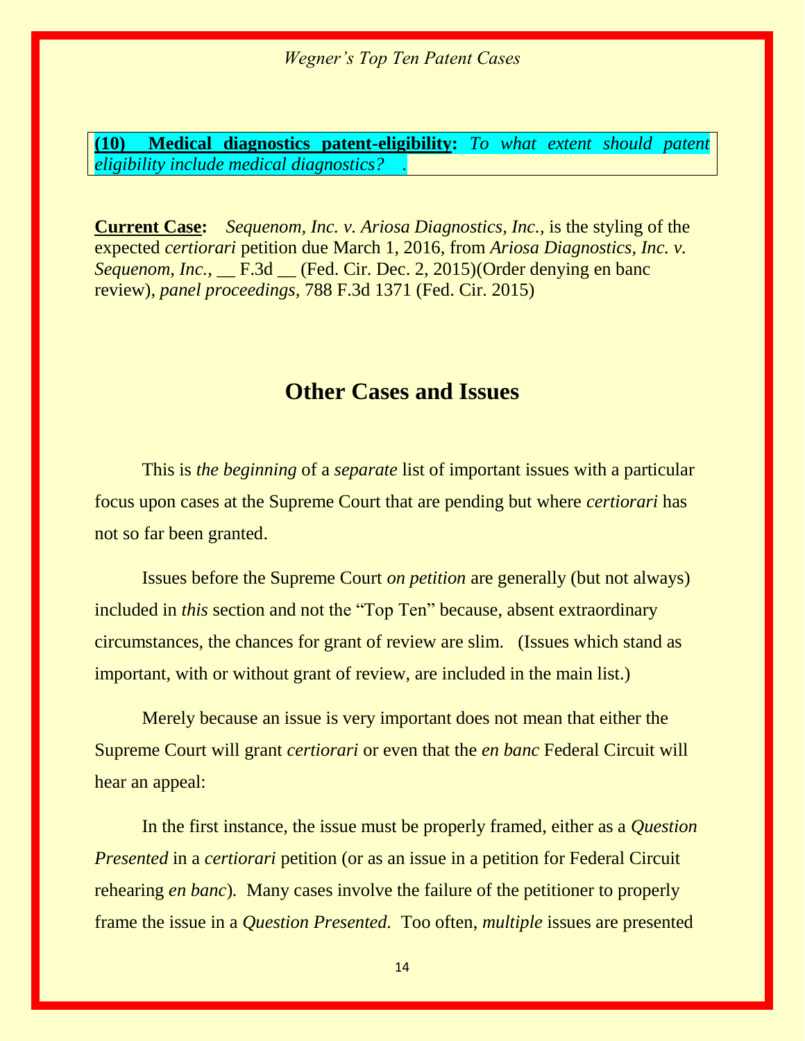**(10) <u>Medical diagnostics patent-eligibility</u>:** *To what extent should patent eligibility include medical diagnostics?* .

**<u>Current Case</u>:** *Sequenom, Inc. v. Ariosa Diagnostics, Inc.,* is the styling of the expected *certiorari* petition due March 1, 2016, from *Ariosa Diagnostics, Inc. v. Sequenom, Inc.,* __ F.3d __ (Fed. Cir. Dec. 2, 2015)(Order denying en banc review), *panel proceedings,* 788 F.3d 1371 (Fed. Cir. 2015)

## Other Cases and Issues

This is *the beginning* of a *separate* list of important issues with a particular focus upon cases at the Supreme Court that are pending but where *certiorari* has not so far been granted.

Issues before the Supreme Court *on petition* are generally (but not always) included in *this* section and not the "Top Ten" because, absent extraordinary circumstances, the chances for grant of review are slim. (Issues which stand as important, with or without grant of review, are included in the main list.)

Merely because an issue is very important does not mean that either the Supreme Court will grant *certiorari* or even that the *en banc* Federal Circuit will hear an appeal:

In the first instance, the issue must be properly framed, either as a *Question Presented* in a *certiorari* petition (or as an issue in a petition for Federal Circuit rehearing *en banc*). Many cases involve the failure of the petitioner to properly frame the issue in a *Question Presented.* Too often, *multiple* issues are presented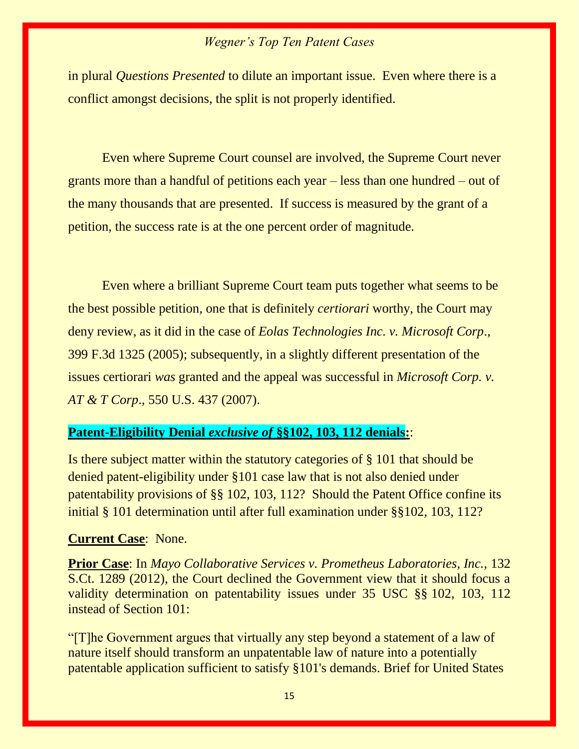in plural *Questions Presented* to dilute an important issue. Even where there is a conflict amongst decisions, the split is not properly identified.

Even where Supreme Court counsel are involved, the Supreme Court never grants more than a handful of petitions each year – less than one hundred – out of the many thousands that are presented. If success is measured by the grant of a petition, the success rate is at the one percent order of magnitude.

Even where a brilliant Supreme Court team puts together what seems to be the best possible petition, one that is definitely *certiorari* worthy, the Court may deny review, as it did in the case of *Eolas Technologies Inc. v. Microsoft Corp*., 399 F.3d 1325 (2005); subsequently, in a slightly different presentation of the issues certiorari *was* granted and the appeal was successful in *Microsoft Corp. v. AT & T Corp*., 550 U.S. 437 (2007).

**Patent-Eligibility Denial *exclusive of* §§102, 103, 112 denials:**:

Is there subject matter within the statutory categories of § 101 that should be denied patent-eligibility under §101 case law that is not also denied under patentability provisions of §§ 102, 103, 112? Should the Patent Office confine its initial § 101 determination until after full examination under §§102, 103, 112?

**Current Case**: None.

**Prior Case**: In *Mayo Collaborative Services v. Prometheus Laboratories, Inc.,* 132 S.Ct. 1289 (2012), the Court declined the Government view that it should focus a validity determination on patentability issues under 35 USC §§ 102, 103, 112 instead of Section 101:

"[T]he Government argues that virtually any step beyond a statement of a law of nature itself should transform an unpatentable law of nature into a potentially patentable application sufficient to satisfy §101's demands. Brief for United States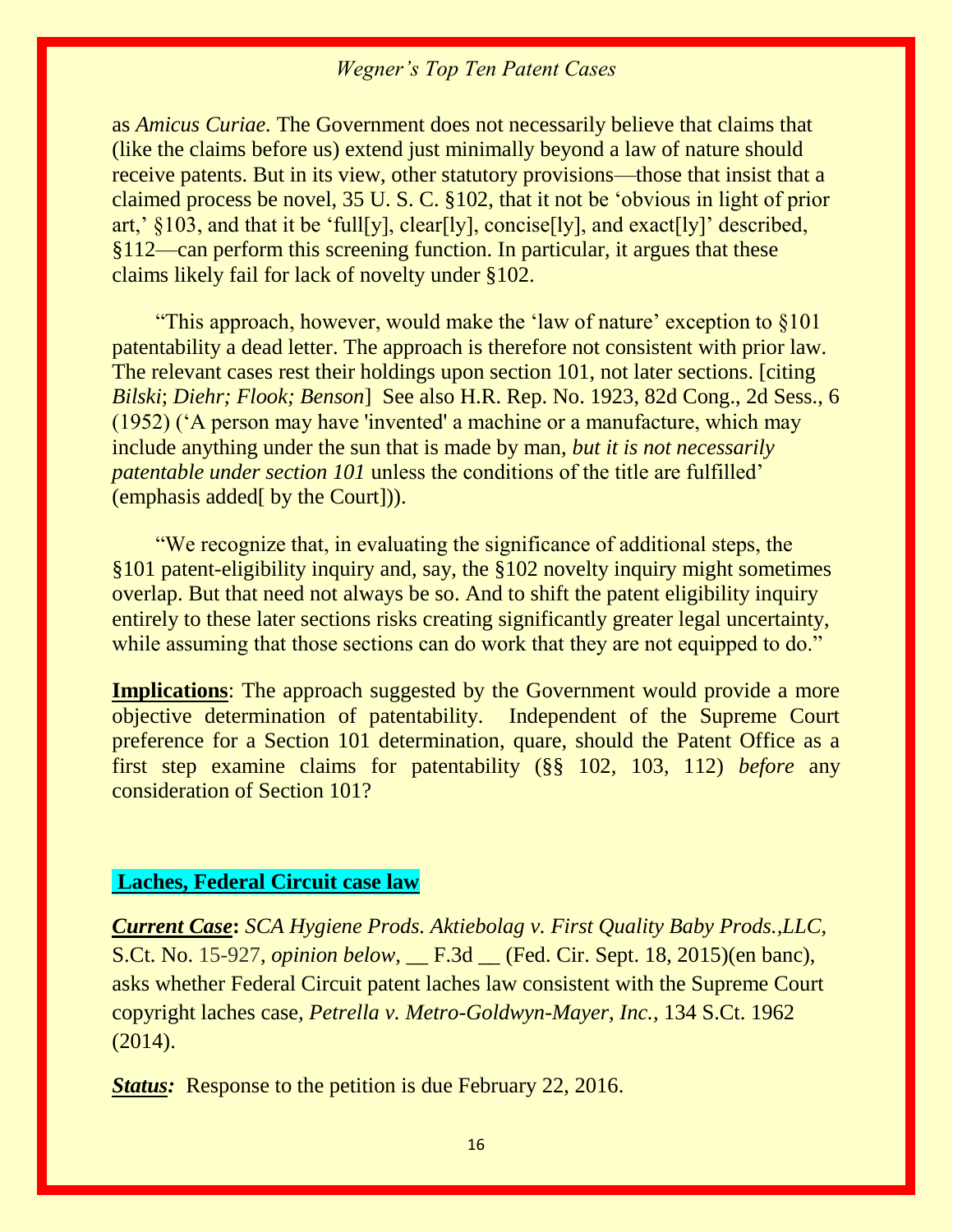as *Amicus Curiae*. The Government does not necessarily believe that claims that (like the claims before us) extend just minimally beyond a law of nature should receive patents. But in its view, other statutory provisions—those that insist that a claimed process be novel, 35 U. S. C. §102, that it not be 'obvious in light of prior art,' §103, and that it be 'full[y], clear[ly], concise[ly], and exact[ly]' described, §112—can perform this screening function. In particular, it argues that these claims likely fail for lack of novelty under §102.

"This approach, however, would make the 'law of nature' exception to §101 patentability a dead letter. The approach is therefore not consistent with prior law. The relevant cases rest their holdings upon section 101, not later sections. [citing *Bilski*; *Diehr; Flook; Benson*] See also H.R. Rep. No. 1923, 82d Cong., 2d Sess., 6 (1952) ('A person may have 'invented' a machine or a manufacture, which may include anything under the sun that is made by man, *but it is not necessarily patentable under section 101* unless the conditions of the title are fulfilled' (emphasis added[ by the Court])).

"We recognize that, in evaluating the significance of additional steps, the §101 patent-eligibility inquiry and, say, the §102 novelty inquiry might sometimes overlap. But that need not always be so. And to shift the patent eligibility inquiry entirely to these later sections risks creating significantly greater legal uncertainty, while assuming that those sections can do work that they are not equipped to do."

**Implications**: The approach suggested by the Government would provide a more objective determination of patentability. Independent of the Supreme Court preference for a Section 101 determination, quare, should the Patent Office as a first step examine claims for patentability (§§ 102, 103, 112) *before* any consideration of Section 101?

## Laches, Federal Circuit case law

***Current Case*****:** *SCA Hygiene Prods. Aktiebolag v. First Quality Baby Prods.,LLC,* S.Ct. No. 15-927, *opinion below*, __ F.3d __ (Fed. Cir. Sept. 18, 2015)(en banc), asks whether Federal Circuit patent laches law consistent with the Supreme Court copyright laches case, *Petrella v. Metro-Goldwyn-Mayer, Inc.*, 134 S.Ct. 1962 (2014).

***Status:*** Response to the petition is due February 22, 2016.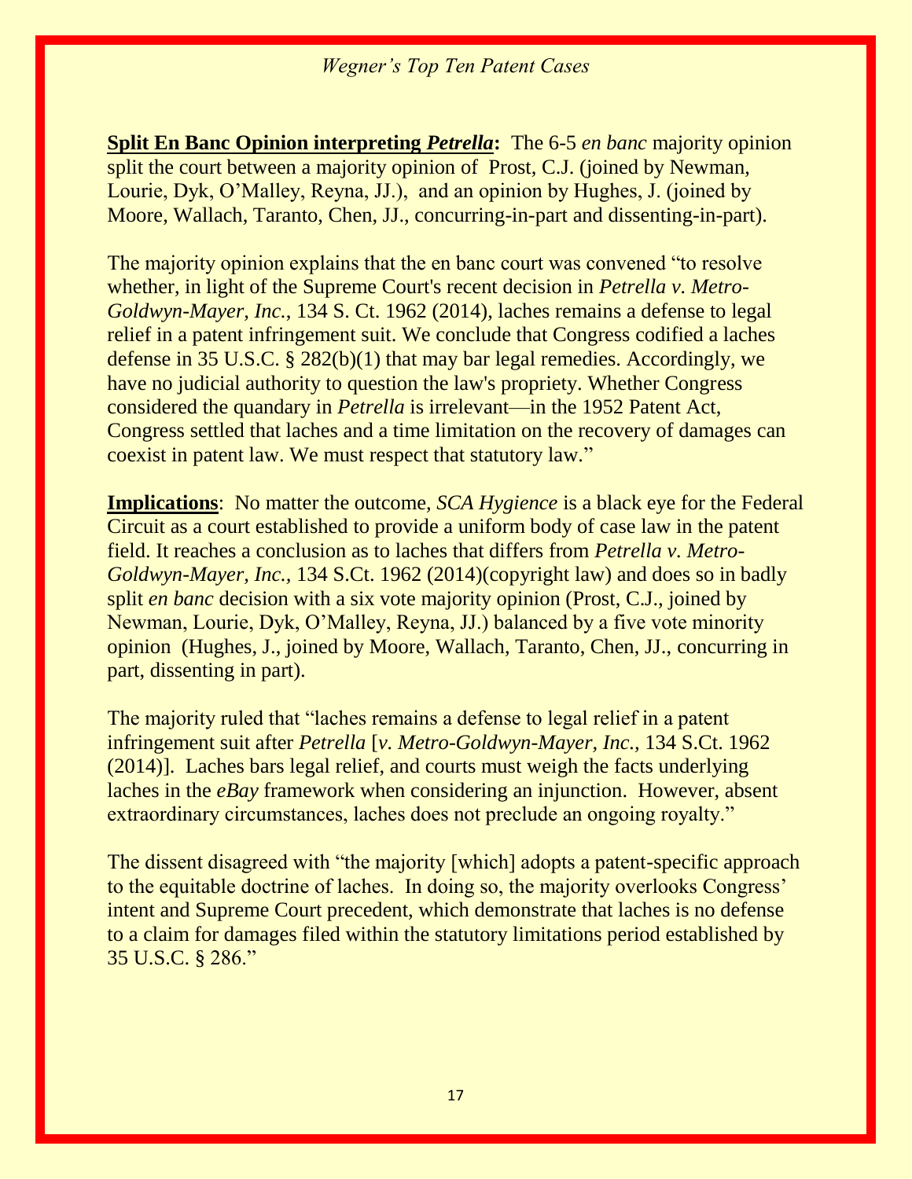**Split En Banc Opinion interpreting *Petrella*:** The 6-5 *en banc* majority opinion split the court between a majority opinion of Prost, C.J. (joined by Newman, Lourie, Dyk, O'Malley, Reyna, JJ.), and an opinion by Hughes, J. (joined by Moore, Wallach, Taranto, Chen, JJ., concurring-in-part and dissenting-in-part).

The majority opinion explains that the en banc court was convened "to resolve whether, in light of the Supreme Court's recent decision in *Petrella v. Metro-Goldwyn-Mayer, Inc.*, 134 S. Ct. 1962 (2014), laches remains a defense to legal relief in a patent infringement suit. We conclude that Congress codified a laches defense in 35 U.S.C. § 282(b)(1) that may bar legal remedies. Accordingly, we have no judicial authority to question the law's propriety. Whether Congress considered the quandary in *Petrella* is irrelevant—in the 1952 Patent Act, Congress settled that laches and a time limitation on the recovery of damages can coexist in patent law. We must respect that statutory law."

**Implications**: No matter the outcome, *SCA Hygience* is a black eye for the Federal Circuit as a court established to provide a uniform body of case law in the patent field. It reaches a conclusion as to laches that differs from *Petrella v. Metro-Goldwyn-Mayer, Inc.,* 134 S.Ct. 1962 (2014)(copyright law) and does so in badly split *en banc* decision with a six vote majority opinion (Prost, C.J., joined by Newman, Lourie, Dyk, O'Malley, Reyna, JJ.) balanced by a five vote minority opinion (Hughes, J., joined by Moore, Wallach, Taranto, Chen, JJ., concurring in part, dissenting in part).

The majority ruled that "laches remains a defense to legal relief in a patent infringement suit after *Petrella* [*v. Metro-Goldwyn-Mayer, Inc.,* 134 S.Ct. 1962 (2014)]. Laches bars legal relief, and courts must weigh the facts underlying laches in the *eBay* framework when considering an injunction. However, absent extraordinary circumstances, laches does not preclude an ongoing royalty."

The dissent disagreed with "the majority [which] adopts a patent-specific approach to the equitable doctrine of laches. In doing so, the majority overlooks Congress' intent and Supreme Court precedent, which demonstrate that laches is no defense to a claim for damages filed within the statutory limitations period established by 35 U.S.C. § 286."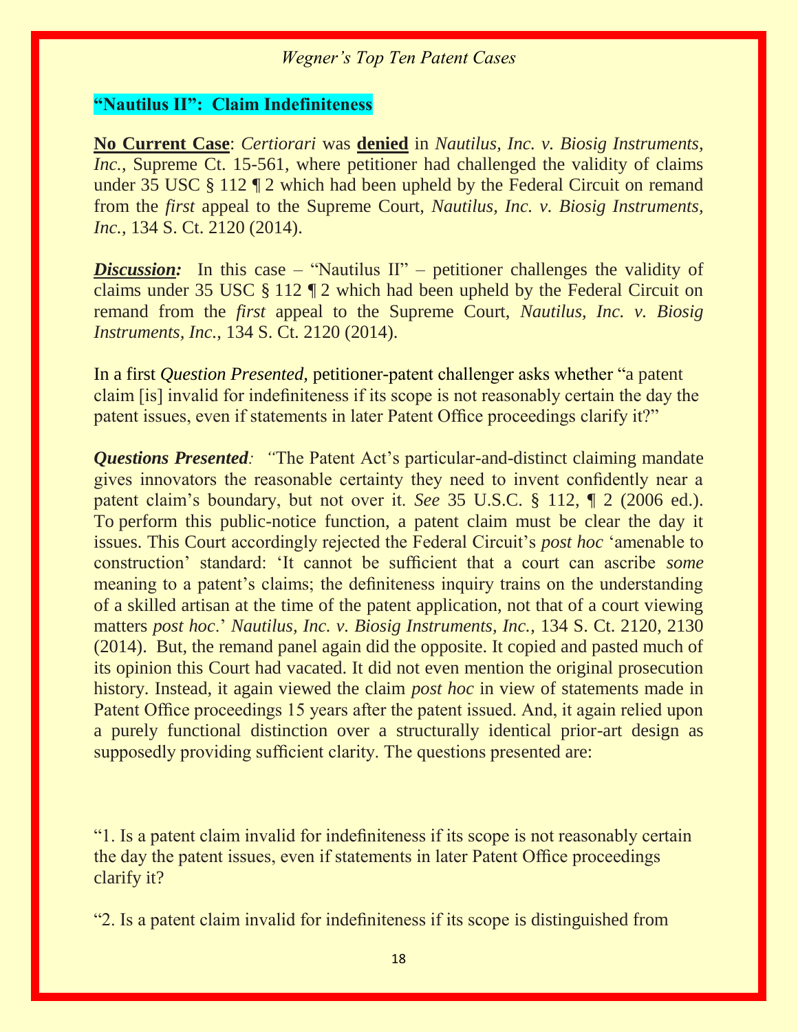## "Nautilus II": Claim Indefiniteness

**No Current Case**: *Certiorari* was **denied** in *Nautilus, Inc. v. Biosig Instruments, Inc.*, Supreme Ct. 15-561, where petitioner had challenged the validity of claims under 35 USC § 112 ¶ 2 which had been upheld by the Federal Circuit on remand from the *first* appeal to the Supreme Court, *Nautilus, Inc. v. Biosig Instruments, Inc.*, 134 S. Ct. 2120 (2014).

***Discussion:*** In this case – "Nautilus II" – petitioner challenges the validity of claims under 35 USC § 112 ¶ 2 which had been upheld by the Federal Circuit on remand from the *first* appeal to the Supreme Court, *Nautilus, Inc. v. Biosig Instruments, Inc.*, 134 S. Ct. 2120 (2014).

In a first *Question Presented,* petitioner-patent challenger asks whether "a patent claim [is] invalid for indefiniteness if its scope is not reasonably certain the day the patent issues, even if statements in later Patent Office proceedings clarify it?"

***Questions Presented****:* "The Patent Act's particular-and-distinct claiming mandate gives innovators the reasonable certainty they need to invent confidently near a patent claim's boundary, but not over it. *See* 35 U.S.C. § 112, ¶ 2 (2006 ed.). To perform this public-notice function, a patent claim must be clear the day it issues. This Court accordingly rejected the Federal Circuit's *post hoc* 'amenable to construction' standard: 'It cannot be sufficient that a court can ascribe *some* meaning to a patent's claims; the definiteness inquiry trains on the understanding of a skilled artisan at the time of the patent application, not that of a court viewing matters *post hoc*.' *Nautilus, Inc. v. Biosig Instruments, Inc.*, 134 S. Ct. 2120, 2130 (2014). But, the remand panel again did the opposite. It copied and pasted much of its opinion this Court had vacated. It did not even mention the original prosecution history. Instead, it again viewed the claim *post hoc* in view of statements made in Patent Office proceedings 15 years after the patent issued. And, it again relied upon a purely functional distinction over a structurally identical prior-art design as supposedly providing sufficient clarity. The questions presented are:

"1. Is a patent claim invalid for indefiniteness if its scope is not reasonably certain the day the patent issues, even if statements in later Patent Office proceedings clarify it?

"2. Is a patent claim invalid for indefiniteness if its scope is distinguished from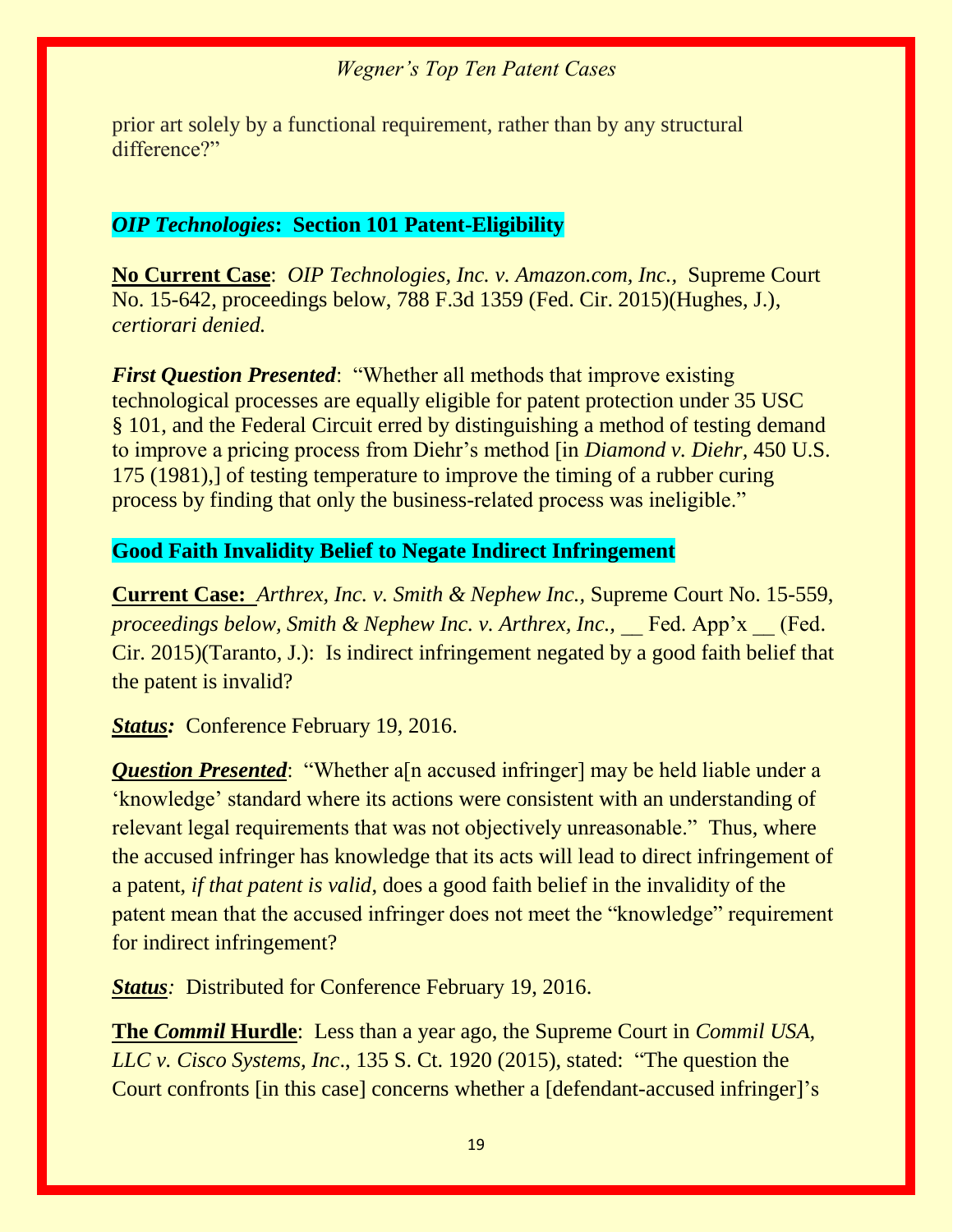prior art solely by a functional requirement, rather than by any structural difference?"

## *OIP Technologies*: Section 101 Patent-Eligibility

**No Current Case**: *OIP Technologies, Inc. v. Amazon.com, Inc.,* Supreme Court No. 15-642, proceedings below, 788 F.3d 1359 (Fed. Cir. 2015)(Hughes, J.), *certiorari denied.*

***First Question Presented***: "Whether all methods that improve existing technological processes are equally eligible for patent protection under 35 USC § 101, and the Federal Circuit erred by distinguishing a method of testing demand to improve a pricing process from Diehr's method [in *Diamond v. Diehr*, 450 U.S. 175 (1981),] of testing temperature to improve the timing of a rubber curing process by finding that only the business-related process was ineligible."

## Good Faith Invalidity Belief to Negate Indirect Infringement

**Current Case:** *Arthrex, Inc. v. Smith & Nephew Inc.,* Supreme Court No. 15-559, *proceedings below, Smith & Nephew Inc. v. Arthrex, Inc.,* __ Fed. App'x __ (Fed. Cir. 2015)(Taranto, J.): Is indirect infringement negated by a good faith belief that the patent is invalid?

***Status:*** Conference February 19, 2016.

***Question Presented***: "Whether a[n accused infringer] may be held liable under a 'knowledge' standard where its actions were consistent with an understanding of relevant legal requirements that was not objectively unreasonable." Thus, where the accused infringer has knowledge that its acts will lead to direct infringement of a patent, *if that patent is valid*, does a good faith belief in the invalidity of the patent mean that the accused infringer does not meet the "knowledge" requirement for indirect infringement?

***Status:*** Distributed for Conference February 19, 2016.

**The *Commil* Hurdle**: Less than a year ago, the Supreme Court in *Commil USA, LLC v. Cisco Systems, Inc*., 135 S. Ct. 1920 (2015), stated: "The question the Court confronts [in this case] concerns whether a [defendant-accused infringer]'s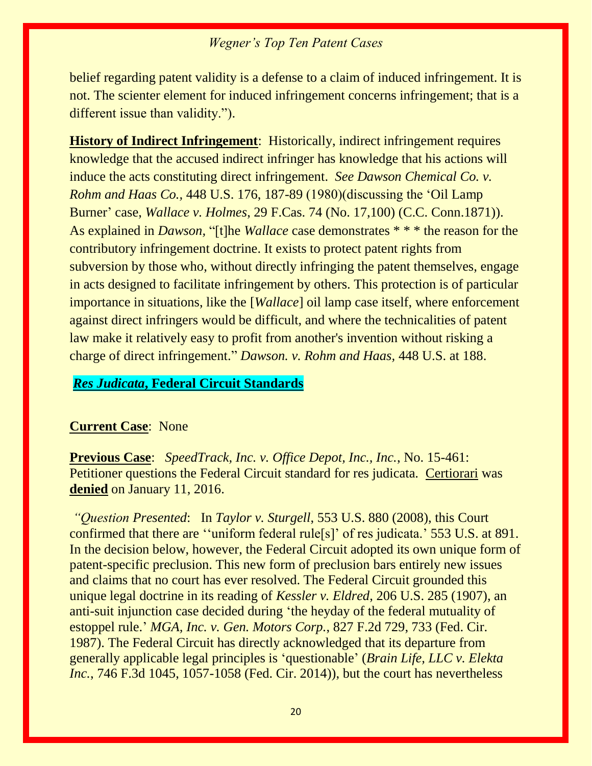belief regarding patent validity is a defense to a claim of induced infringement. It is not. The scienter element for induced infringement concerns infringement; that is a different issue than validity.").

**History of Indirect Infringement**: Historically, indirect infringement requires knowledge that the accused indirect infringer has knowledge that his actions will induce the acts constituting direct infringement. *See Dawson Chemical Co. v. Rohm and Haas Co.,* 448 U.S. 176, 187-89 (1980)(discussing the 'Oil Lamp Burner' case, *Wallace v. Holmes,* 29 F.Cas. 74 (No. 17,100) (C.C. Conn.1871)). As explained in *Dawson,* "[t]he *Wallace* case demonstrates * * * the reason for the contributory infringement doctrine. It exists to protect patent rights from subversion by those who, without directly infringing the patent themselves, engage in acts designed to facilitate infringement by others. This protection is of particular importance in situations, like the [*Wallace*] oil lamp case itself, where enforcement against direct infringers would be difficult, and where the technicalities of patent law make it relatively easy to profit from another's invention without risking a charge of direct infringement." *Dawson. v. Rohm and Haas,* 448 U.S. at 188.

## ***Res Judicata*, Federal Circuit Standards**

**Current Case**: None

**Previous Case**: *SpeedTrack, Inc. v. Office Depot, Inc., Inc.*, No. 15-461: Petitioner questions the Federal Circuit standard for res judicata. Certiorari was **denied** on January 11, 2016.

*"Question Presented*: In *Taylor v. Sturgell,* 553 U.S. 880 (2008), this Court confirmed that there are ''uniform federal rule[s]' of res judicata.' 553 U.S. at 891. In the decision below, however, the Federal Circuit adopted its own unique form of patent-specific preclusion. This new form of preclusion bars entirely new issues and claims that no court has ever resolved. The Federal Circuit grounded this unique legal doctrine in its reading of *Kessler v. Eldred,* 206 U.S. 285 (1907), an anti-suit injunction case decided during 'the heyday of the federal mutuality of estoppel rule.' *MGA, Inc. v. Gen. Motors Corp.,* 827 F.2d 729, 733 (Fed. Cir. 1987). The Federal Circuit has directly acknowledged that its departure from generally applicable legal principles is 'questionable' (*Brain Life, LLC v. Elekta Inc.,* 746 F.3d 1045, 1057-1058 (Fed. Cir. 2014)), but the court has nevertheless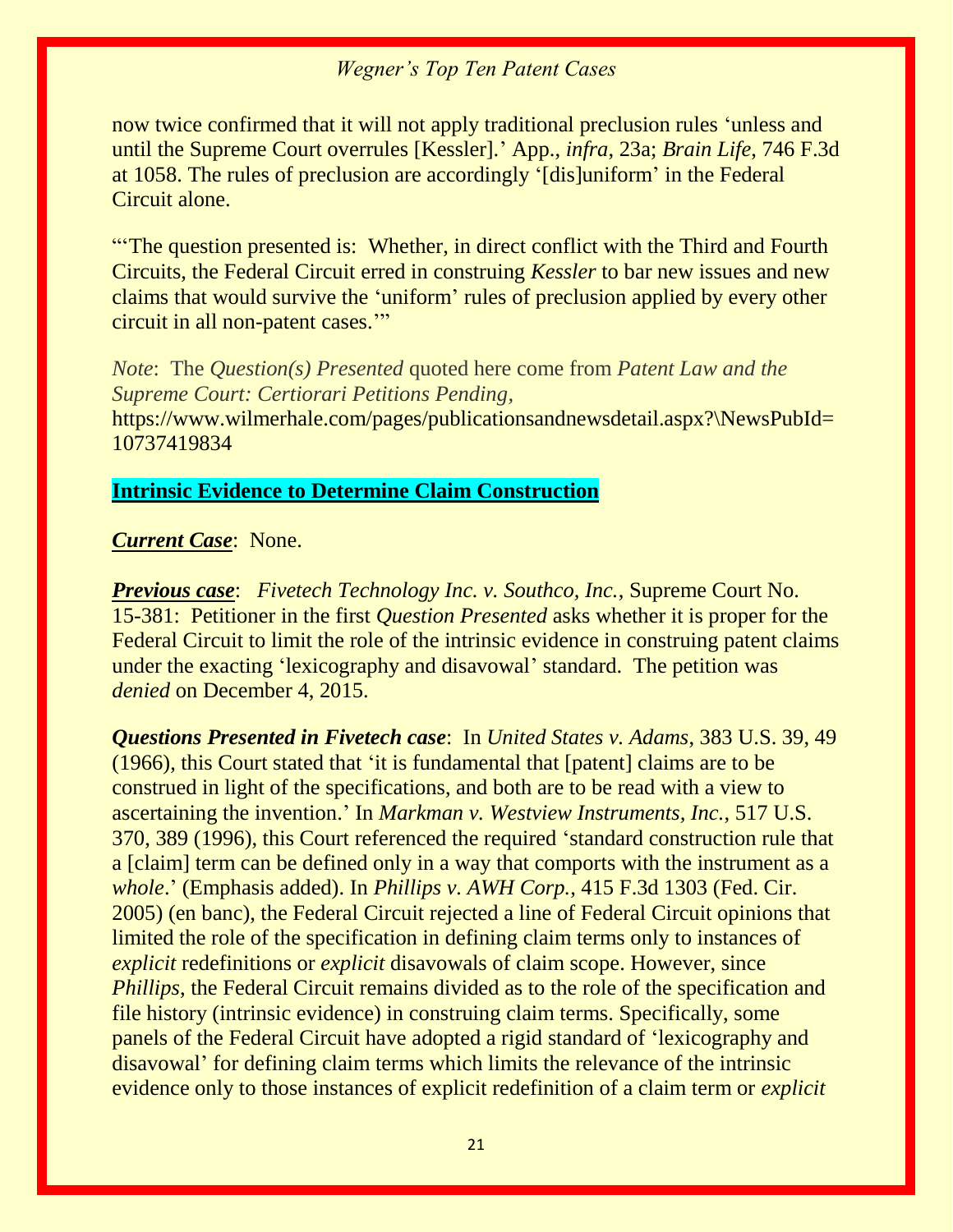now twice confirmed that it will not apply traditional preclusion rules 'unless and until the Supreme Court overrules [Kessler].' App., *infra*, 23a; *Brain Life*, 746 F.3d at 1058. The rules of preclusion are accordingly '[dis]uniform' in the Federal Circuit alone.

"'The question presented is: Whether, in direct conflict with the Third and Fourth Circuits, the Federal Circuit erred in construing *Kessler* to bar new issues and new claims that would survive the 'uniform' rules of preclusion applied by every other circuit in all non-patent cases.'"

*Note*: The *Question(s) Presented* quoted here come from *Patent Law and the Supreme Court: Certiorari Petitions Pending*, https://www.wilmerhale.com/pages/publicationsandnewsdetail.aspx?\NewsPubId=10737419834

## Intrinsic Evidence to Determine Claim Construction

***Current Case***: None.

***Previous case***: *Fivetech Technology Inc. v. Southco, Inc.*, Supreme Court No. 15-381: Petitioner in the first *Question Presented* asks whether it is proper for the Federal Circuit to limit the role of the intrinsic evidence in construing patent claims under the exacting 'lexicography and disavowal' standard. The petition was *denied* on December 4, 2015.

***Questions Presented in Fivetech case***: In *United States v. Adams*, 383 U.S. 39, 49 (1966), this Court stated that 'it is fundamental that [patent] claims are to be construed in light of the specifications, and both are to be read with a view to ascertaining the invention.' In *Markman v. Westview Instruments, Inc.*, 517 U.S. 370, 389 (1996), this Court referenced the required 'standard construction rule that a [claim] term can be defined only in a way that comports with the instrument as a *whole*.' (Emphasis added). In *Phillips v. AWH Corp.*, 415 F.3d 1303 (Fed. Cir. 2005) (en banc), the Federal Circuit rejected a line of Federal Circuit opinions that limited the role of the specification in defining claim terms only to instances of *explicit* redefinitions or *explicit* disavowals of claim scope. However, since *Phillips*, the Federal Circuit remains divided as to the role of the specification and file history (intrinsic evidence) in construing claim terms. Specifically, some panels of the Federal Circuit have adopted a rigid standard of 'lexicography and disavowal' for defining claim terms which limits the relevance of the intrinsic evidence only to those instances of explicit redefinition of a claim term or *explicit*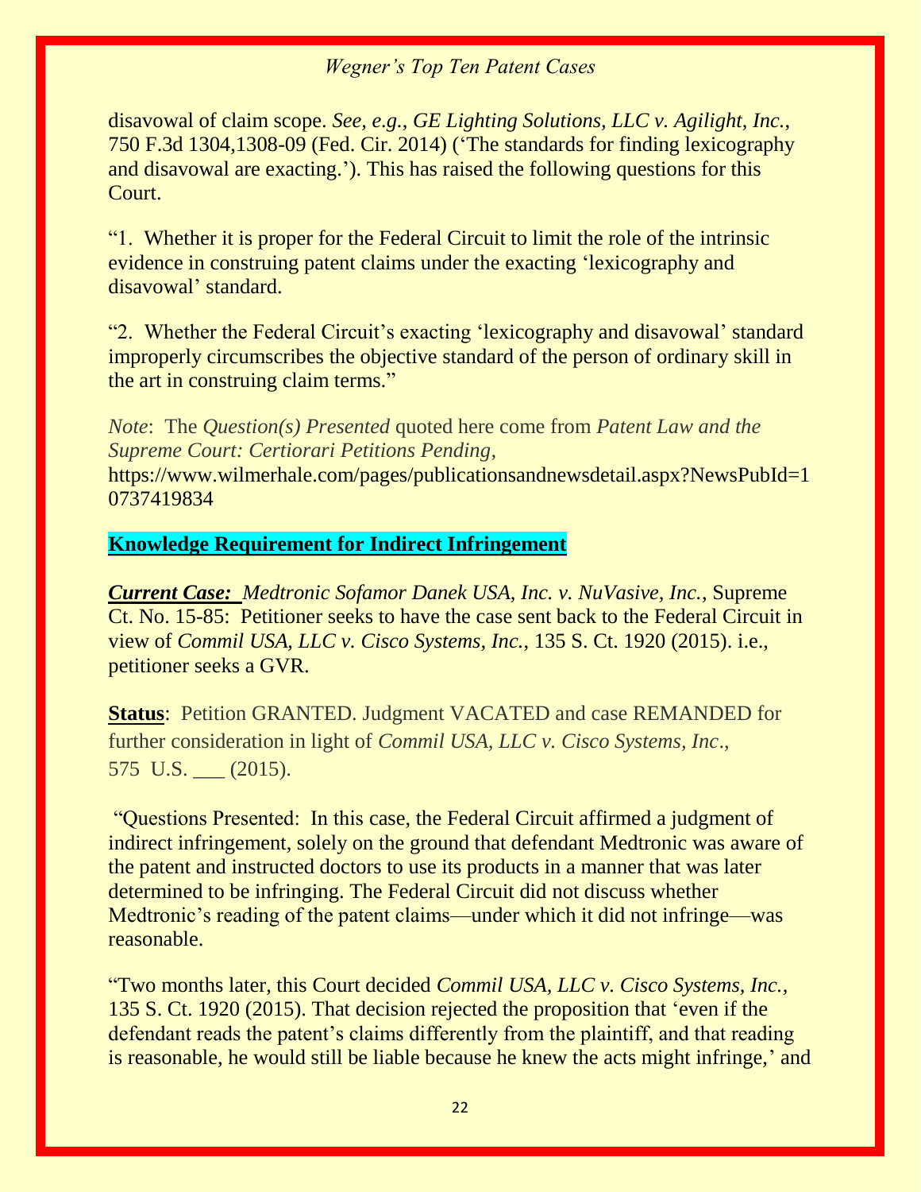disavowal of claim scope. *See, e.g., GE Lighting Solutions, LLC v. Agilight, Inc.*, 750 F.3d 1304,1308-09 (Fed. Cir. 2014) ('The standards for finding lexicography and disavowal are exacting.'). This has raised the following questions for this Court.

"1. Whether it is proper for the Federal Circuit to limit the role of the intrinsic evidence in construing patent claims under the exacting 'lexicography and disavowal' standard.

"2. Whether the Federal Circuit's exacting 'lexicography and disavowal' standard improperly circumscribes the objective standard of the person of ordinary skill in the art in construing claim terms."

*Note*: The *Question(s) Presented* quoted here come from *Patent Law and the Supreme Court: Certiorari Petitions Pending,* https://www.wilmerhale.com/pages/publicationsandnewsdetail.aspx?NewsPubId=10737419834

## Knowledge Requirement for Indirect Infringement

***Current Case:*** *Medtronic Sofamor Danek USA, Inc. v. NuVasive, Inc.*, Supreme Ct. No. 15-85: Petitioner seeks to have the case sent back to the Federal Circuit in view of *Commil USA, LLC v. Cisco Systems, Inc.,* 135 S. Ct. 1920 (2015). i.e., petitioner seeks a GVR.

**Status**: Petition GRANTED. Judgment VACATED and case REMANDED for further consideration in light of *Commil USA, LLC v. Cisco Systems, Inc*., 575 U.S. ___ (2015).

"Questions Presented: In this case, the Federal Circuit affirmed a judgment of indirect infringement, solely on the ground that defendant Medtronic was aware of the patent and instructed doctors to use its products in a manner that was later determined to be infringing. The Federal Circuit did not discuss whether Medtronic's reading of the patent claims—under which it did not infringe—was reasonable.

"Two months later, this Court decided *Commil USA, LLC v. Cisco Systems, Inc.*, 135 S. Ct. 1920 (2015). That decision rejected the proposition that 'even if the defendant reads the patent's claims differently from the plaintiff, and that reading is reasonable, he would still be liable because he knew the acts might infringe,' and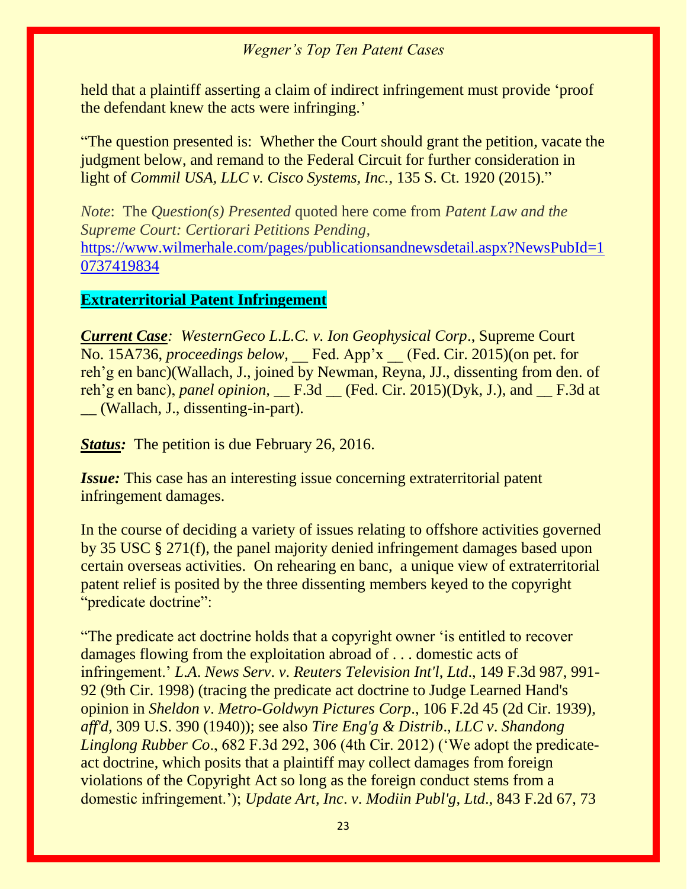held that a plaintiff asserting a claim of indirect infringement must provide 'proof the defendant knew the acts were infringing.'

"The question presented is: Whether the Court should grant the petition, vacate the judgment below, and remand to the Federal Circuit for further consideration in light of *Commil USA, LLC v. Cisco Systems, Inc.*, 135 S. Ct. 1920 (2015)."

*Note*: The *Question(s) Presented* quoted here come from *Patent Law and the Supreme Court: Certiorari Petitions Pending,* https://www.wilmerhale.com/pages/publicationsandnewsdetail.aspx?NewsPubId=10737419834

**Extraterritorial Patent Infringement**

***Current Case**: WesternGeco L.L.C. v. Ion Geophysical Corp*., Supreme Court No. 15A736, *proceedings below,* __ Fed. App'x __ (Fed. Cir. 2015)(on pet. for reh'g en banc)(Wallach, J., joined by Newman, Reyna, JJ., dissenting from den. of reh'g en banc), *panel opinion,* __ F.3d __ (Fed. Cir. 2015)(Dyk, J.), and __ F.3d at __ (Wallach, J., dissenting-in-part).

***Status:*** The petition is due February 26, 2016.

***Issue:*** This case has an interesting issue concerning extraterritorial patent infringement damages.

In the course of deciding a variety of issues relating to offshore activities governed by 35 USC § 271(f), the panel majority denied infringement damages based upon certain overseas activities. On rehearing en banc, a unique view of extraterritorial patent relief is posited by the three dissenting members keyed to the copyright "predicate doctrine":

"The predicate act doctrine holds that a copyright owner 'is entitled to recover damages flowing from the exploitation abroad of . . . domestic acts of infringement.' *L.A. News Serv. v. Reuters Television Int'l, Ltd*., 149 F.3d 987, 991-92 (9th Cir. 1998) (tracing the predicate act doctrine to Judge Learned Hand's opinion in *Sheldon v. Metro-Goldwyn Pictures Corp*., 106 F.2d 45 (2d Cir. 1939), *aff'd*, 309 U.S. 390 (1940)); see also *Tire Eng'g & Distrib., LLC v. Shandong Linglong Rubber Co*., 682 F.3d 292, 306 (4th Cir. 2012) ('We adopt the predicate-act doctrine, which posits that a plaintiff may collect damages from foreign violations of the Copyright Act so long as the foreign conduct stems from a domestic infringement.'); *Update Art, Inc. v. Modiin Publ'g, Ltd*., 843 F.2d 67, 73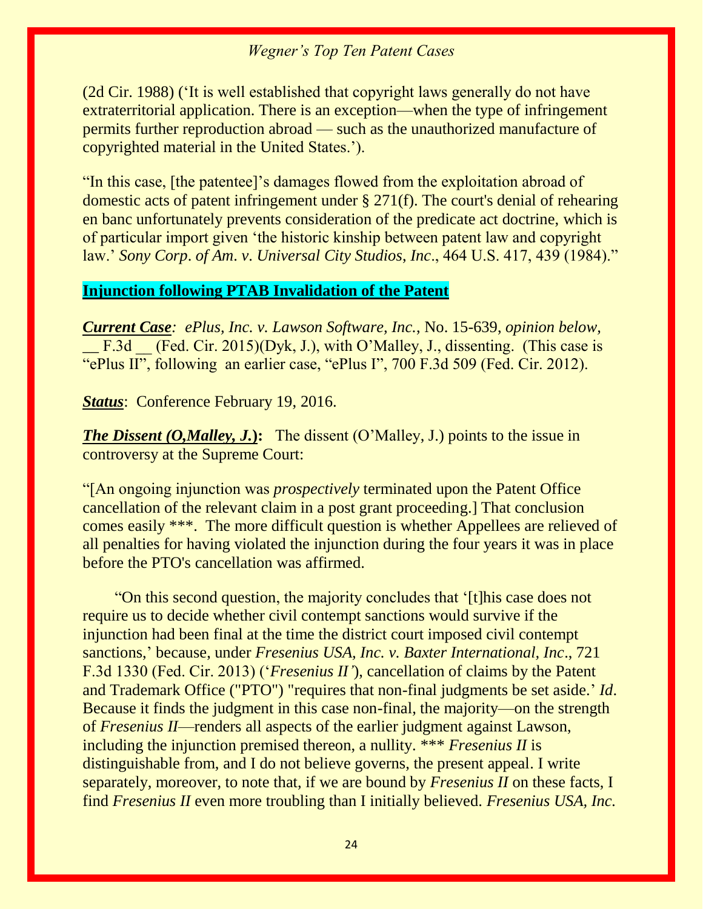(2d Cir. 1988) ('It is well established that copyright laws generally do not have extraterritorial application. There is an exception—when the type of infringement permits further reproduction abroad — such as the unauthorized manufacture of copyrighted material in the United States.').

"In this case, [the patentee]'s damages flowed from the exploitation abroad of domestic acts of patent infringement under § 271(f). The court's denial of rehearing en banc unfortunately prevents consideration of the predicate act doctrine, which is of particular import given 'the historic kinship between patent law and copyright law.' *Sony Corp. of Am. v. Universal City Studios, Inc*., 464 U.S. 417, 439 (1984)."

**Injunction following PTAB Invalidation of the Patent**

***Current Case****: ePlus, Inc. v. Lawson Software, Inc.*, No. 15-639, *opinion below*, __ F.3d __ (Fed. Cir. 2015)(Dyk, J.), with O'Malley, J., dissenting. (This case is "ePlus II", following an earlier case, "ePlus I", 700 F.3d 509 (Fed. Cir. 2012).

***Status***: Conference February 19, 2016.

***The Dissent (O,Malley, J.)*****:** The dissent (O'Malley, J.) points to the issue in controversy at the Supreme Court:

"[An ongoing injunction was *prospectively* terminated upon the Patent Office cancellation of the relevant claim in a post grant proceeding.] That conclusion comes easily \*\*\*. The more difficult question is whether Appellees are relieved of all penalties for having violated the injunction during the four years it was in place before the PTO's cancellation was affirmed.

"On this second question, the majority concludes that '[t]his case does not require us to decide whether civil contempt sanctions would survive if the injunction had been final at the time the district court imposed civil contempt sanctions,' because, under *Fresenius USA, Inc. v. Baxter International, Inc*., 721 F.3d 1330 (Fed. Cir. 2013) ('*Fresenius II'*), cancellation of claims by the Patent and Trademark Office ("PTO") "requires that non-final judgments be set aside.' *Id*. Because it finds the judgment in this case non-final, the majority—on the strength of *Fresenius II*—renders all aspects of the earlier judgment against Lawson, including the injunction premised thereon, a nullity. \*\*\* *Fresenius II* is distinguishable from, and I do not believe governs, the present appeal. I write separately, moreover, to note that, if we are bound by *Fresenius II* on these facts, I find *Fresenius II* even more troubling than I initially believed. *Fresenius USA, Inc.*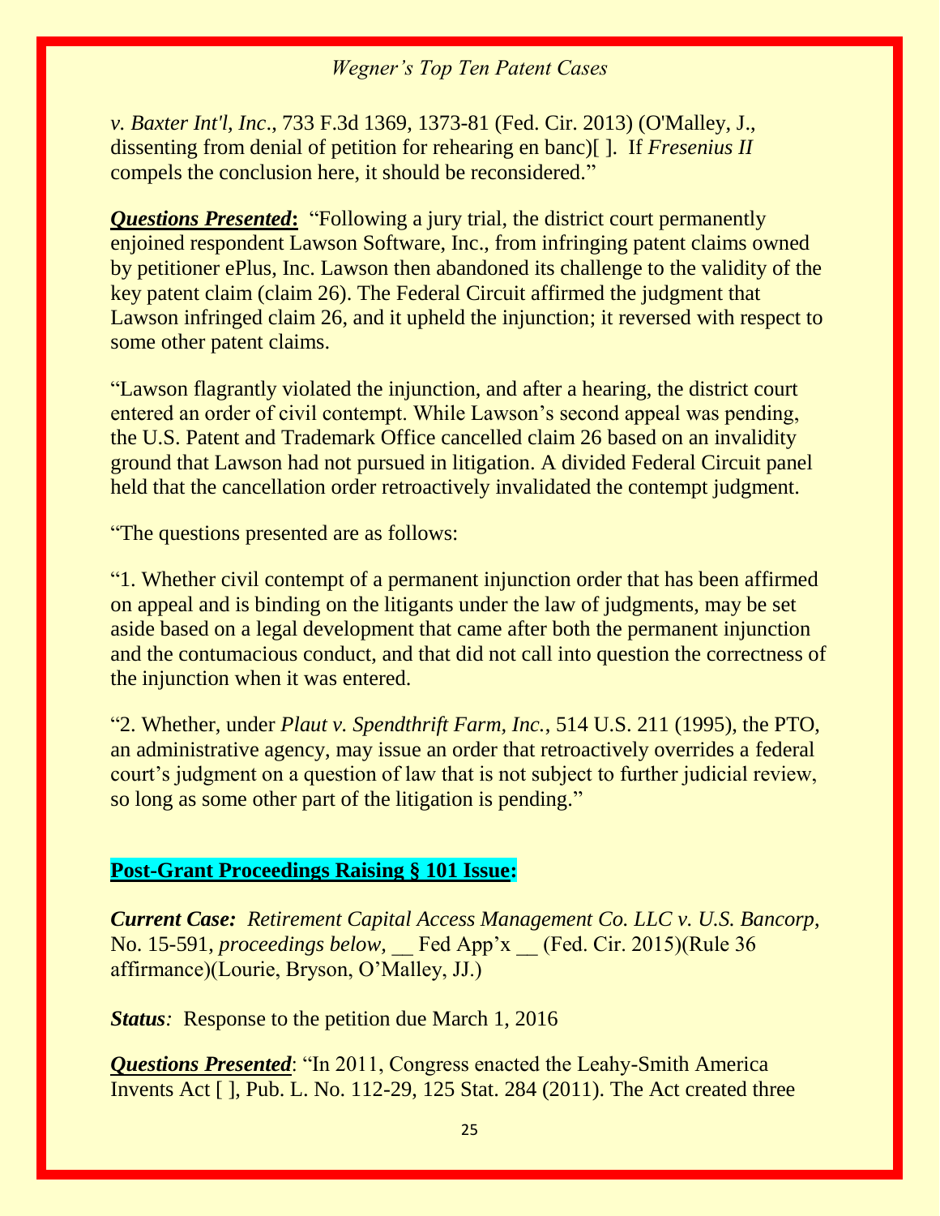*v. Baxter Int'l, Inc*., 733 F.3d 1369, 1373-81 (Fed. Cir. 2013) (O'Malley, J., dissenting from denial of petition for rehearing en banc)[ ]. If *Fresenius II* compels the conclusion here, it should be reconsidered."

***Questions Presented*:** "Following a jury trial, the district court permanently enjoined respondent Lawson Software, Inc., from infringing patent claims owned by petitioner ePlus, Inc. Lawson then abandoned its challenge to the validity of the key patent claim (claim 26). The Federal Circuit affirmed the judgment that Lawson infringed claim 26, and it upheld the injunction; it reversed with respect to some other patent claims.

"Lawson flagrantly violated the injunction, and after a hearing, the district court entered an order of civil contempt. While Lawson's second appeal was pending, the U.S. Patent and Trademark Office cancelled claim 26 based on an invalidity ground that Lawson had not pursued in litigation. A divided Federal Circuit panel held that the cancellation order retroactively invalidated the contempt judgment.

"The questions presented are as follows:

"1. Whether civil contempt of a permanent injunction order that has been affirmed on appeal and is binding on the litigants under the law of judgments, may be set aside based on a legal development that came after both the permanent injunction and the contumacious conduct, and that did not call into question the correctness of the injunction when it was entered.

"2. Whether, under *Plaut v. Spendthrift Farm, Inc.*, 514 U.S. 211 (1995), the PTO, an administrative agency, may issue an order that retroactively overrides a federal court's judgment on a question of law that is not subject to further judicial review, so long as some other part of the litigation is pending."

## Post-Grant Proceedings Raising § 101 Issue:

***Current Case:*** *Retirement Capital Access Management Co. LLC v. U.S. Bancorp*, No. 15-591, *proceedings below,* __ Fed App'x __ (Fed. Cir. 2015)(Rule 36 affirmance)(Lourie, Bryson, O'Malley, JJ.)

***Status****:* Response to the petition due March 1, 2016

***Questions Presented***: "In 2011, Congress enacted the Leahy-Smith America Invents Act [ ], Pub. L. No. 112-29, 125 Stat. 284 (2011). The Act created three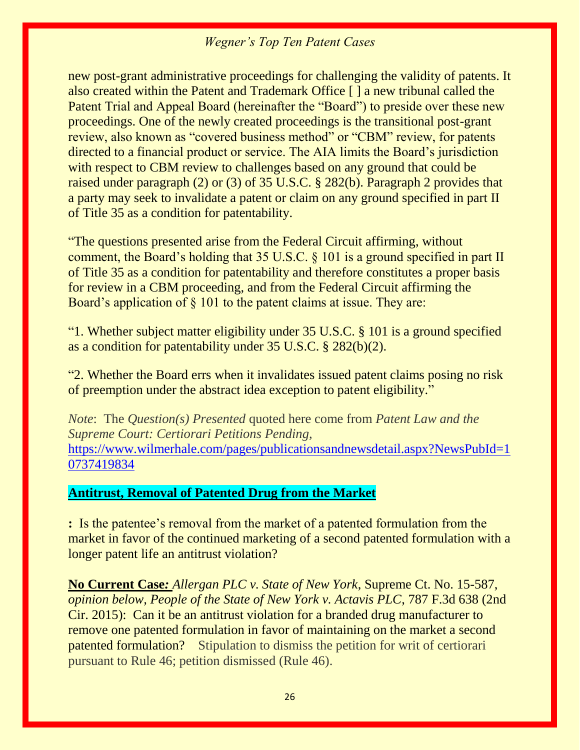new post-grant administrative proceedings for challenging the validity of patents. It also created within the Patent and Trademark Office [ ] a new tribunal called the Patent Trial and Appeal Board (hereinafter the "Board") to preside over these new proceedings. One of the newly created proceedings is the transitional post-grant review, also known as "covered business method" or "CBM" review, for patents directed to a financial product or service. The AIA limits the Board's jurisdiction with respect to CBM review to challenges based on any ground that could be raised under paragraph (2) or (3) of 35 U.S.C. § 282(b). Paragraph 2 provides that a party may seek to invalidate a patent or claim on any ground specified in part II of Title 35 as a condition for patentability.

"The questions presented arise from the Federal Circuit affirming, without comment, the Board's holding that 35 U.S.C. § 101 is a ground specified in part II of Title 35 as a condition for patentability and therefore constitutes a proper basis for review in a CBM proceeding, and from the Federal Circuit affirming the Board's application of § 101 to the patent claims at issue. They are:

"1. Whether subject matter eligibility under 35 U.S.C. § 101 is a ground specified as a condition for patentability under 35 U.S.C. § 282(b)(2).

"2. Whether the Board errs when it invalidates issued patent claims posing no risk of preemption under the abstract idea exception to patent eligibility."

*Note*: The *Question(s) Presented* quoted here come from *Patent Law and the Supreme Court: Certiorari Petitions Pending,* https://www.wilmerhale.com/pages/publicationsandnewsdetail.aspx?NewsPubId=10737419834

**Antitrust, Removal of Patented Drug from the Market**

**:** Is the patentee's removal from the market of a patented formulation from the market in favor of the continued marketing of a second patented formulation with a longer patent life an antitrust violation?

**No Current Case***:* *Allergan PLC v. State of New York*, Supreme Ct. No. 15-587, *opinion below, People of the State of New York v. Actavis PLC,* 787 F.3d 638 (2nd Cir. 2015): Can it be an antitrust violation for a branded drug manufacturer to remove one patented formulation in favor of maintaining on the market a second patented formulation? Stipulation to dismiss the petition for writ of certiorari pursuant to Rule 46; petition dismissed (Rule 46).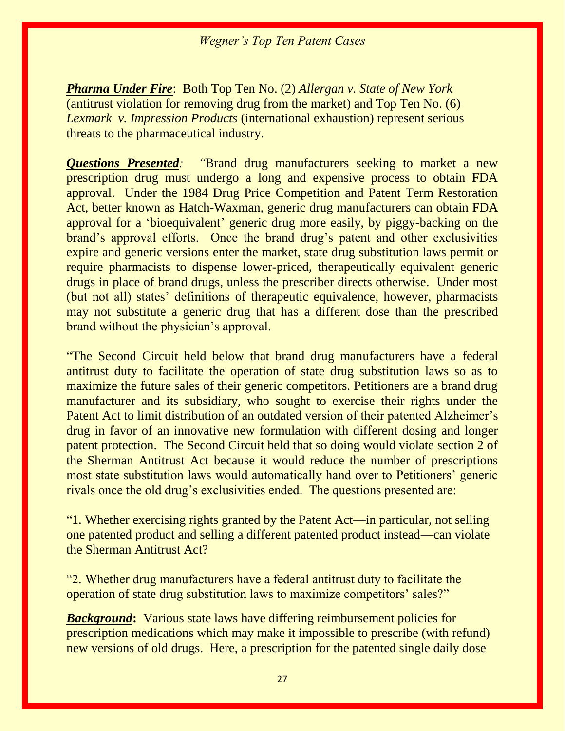***Pharma Under Fire***: Both Top Ten No. (2) *Allergan v. State of New York* (antitrust violation for removing drug from the market) and Top Ten No. (6) *Lexmark v. Impression Products* (international exhaustion) represent serious threats to the pharmaceutical industry.

***Questions Presented**:* "Brand drug manufacturers seeking to market a new prescription drug must undergo a long and expensive process to obtain FDA approval. Under the 1984 Drug Price Competition and Patent Term Restoration Act, better known as Hatch-Waxman, generic drug manufacturers can obtain FDA approval for a 'bioequivalent' generic drug more easily, by piggy-backing on the brand's approval efforts. Once the brand drug's patent and other exclusivities expire and generic versions enter the market, state drug substitution laws permit or require pharmacists to dispense lower-priced, therapeutically equivalent generic drugs in place of brand drugs, unless the prescriber directs otherwise. Under most (but not all) states' definitions of therapeutic equivalence, however, pharmacists may not substitute a generic drug that has a different dose than the prescribed brand without the physician's approval.

"The Second Circuit held below that brand drug manufacturers have a federal antitrust duty to facilitate the operation of state drug substitution laws so as to maximize the future sales of their generic competitors. Petitioners are a brand drug manufacturer and its subsidiary, who sought to exercise their rights under the Patent Act to limit distribution of an outdated version of their patented Alzheimer's drug in favor of an innovative new formulation with different dosing and longer patent protection. The Second Circuit held that so doing would violate section 2 of the Sherman Antitrust Act because it would reduce the number of prescriptions most state substitution laws would automatically hand over to Petitioners' generic rivals once the old drug's exclusivities ended. The questions presented are:

"1. Whether exercising rights granted by the Patent Act—in particular, not selling one patented product and selling a different patented product instead—can violate the Sherman Antitrust Act?

"2. Whether drug manufacturers have a federal antitrust duty to facilitate the operation of state drug substitution laws to maximize competitors' sales?"

***Background*:** Various state laws have differing reimbursement policies for prescription medications which may make it impossible to prescribe (with refund) new versions of old drugs. Here, a prescription for the patented single daily dose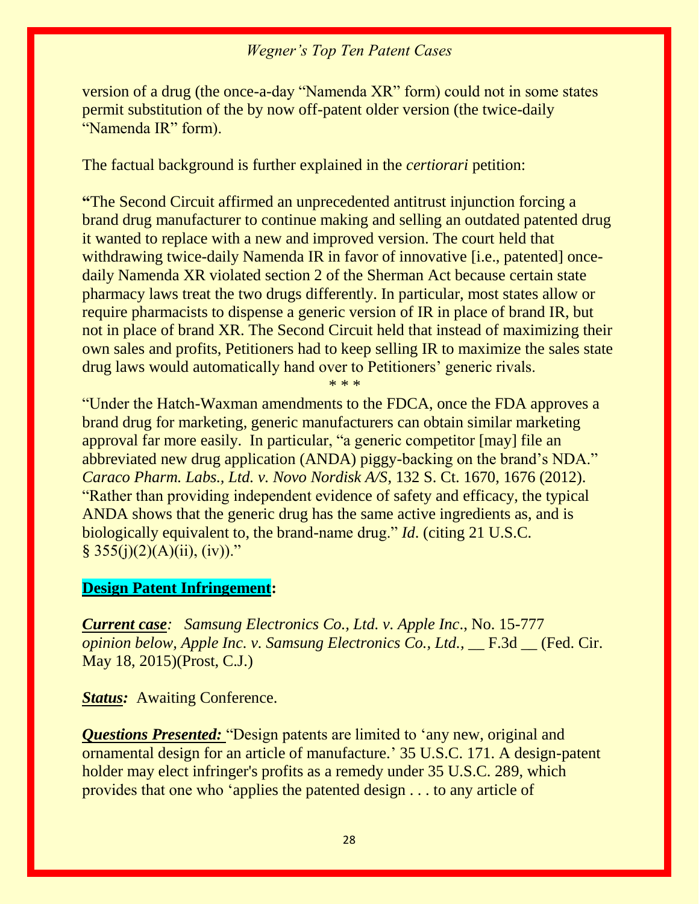version of a drug (the once-a-day "Namenda XR" form) could not in some states permit substitution of the by now off-patent older version (the twice-daily "Namenda IR" form).

The factual background is further explained in the *certiorari* petition:

**"**The Second Circuit affirmed an unprecedented antitrust injunction forcing a brand drug manufacturer to continue making and selling an outdated patented drug it wanted to replace with a new and improved version. The court held that withdrawing twice-daily Namenda IR in favor of innovative [i.e., patented] once-daily Namenda XR violated section 2 of the Sherman Act because certain state pharmacy laws treat the two drugs differently. In particular, most states allow or require pharmacists to dispense a generic version of IR in place of brand IR, but not in place of brand XR. The Second Circuit held that instead of maximizing their own sales and profits, Petitioners had to keep selling IR to maximize the sales state drug laws would automatically hand over to Petitioners' generic rivals.

\* \* \*

"Under the Hatch-Waxman amendments to the FDCA, once the FDA approves a brand drug for marketing, generic manufacturers can obtain similar marketing approval far more easily. In particular, "a generic competitor [may] file an abbreviated new drug application (ANDA) piggy-backing on the brand's NDA." *Caraco Pharm. Labs., Ltd. v. Novo Nordisk A/S*, 132 S. Ct. 1670, 1676 (2012). "Rather than providing independent evidence of safety and efficacy, the typical ANDA shows that the generic drug has the same active ingredients as, and is biologically equivalent to, the brand-name drug." *Id*. (citing 21 U.S.C. § 355(j)(2)(A)(ii), (iv))."

**Design Patent Infringement:**

***Current case****: Samsung Electronics Co., Ltd. v. Apple Inc*., No. 15-777 *opinion below, Apple Inc. v. Samsung Electronics Co., Ltd.,* __ F.3d __ (Fed. Cir. May 18, 2015)(Prost, C.J.)

***Status:*** Awaiting Conference.

***Questions Presented:*** "Design patents are limited to 'any new, original and ornamental design for an article of manufacture.' 35 U.S.C. 171. A design-patent holder may elect infringer's profits as a remedy under 35 U.S.C. 289, which provides that one who 'applies the patented design . . . to any article of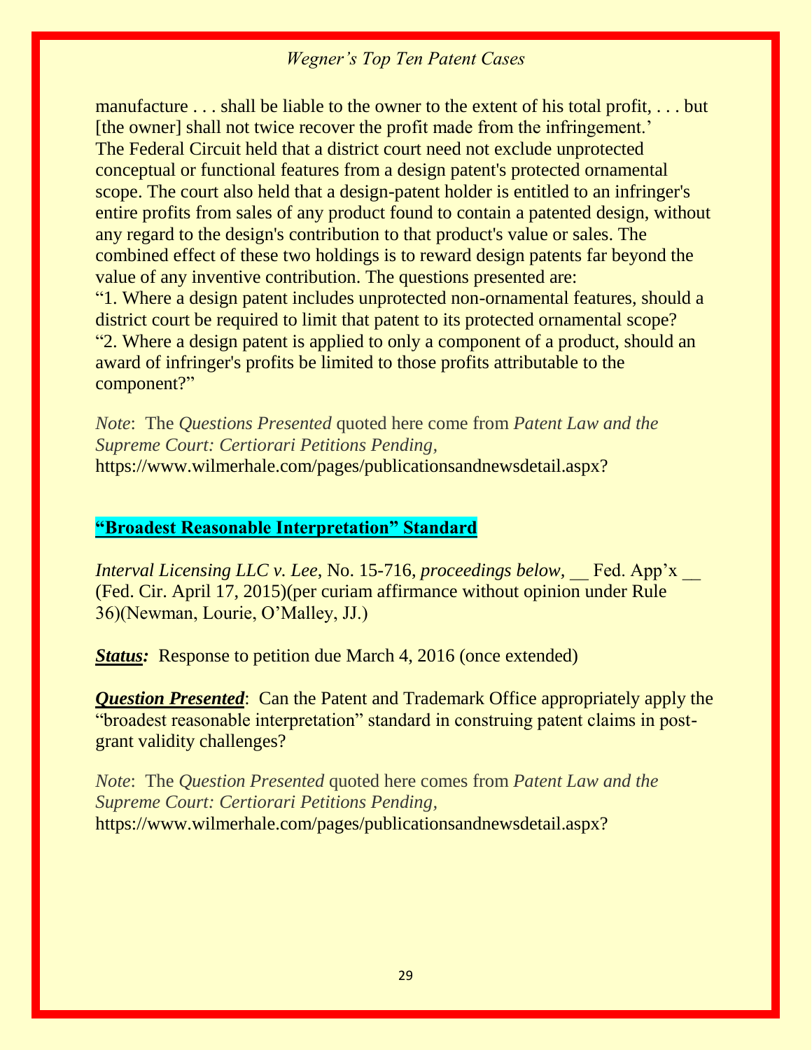manufacture . . . shall be liable to the owner to the extent of his total profit, . . . but [the owner] shall not twice recover the profit made from the infringement.' The Federal Circuit held that a district court need not exclude unprotected conceptual or functional features from a design patent's protected ornamental scope. The court also held that a design-patent holder is entitled to an infringer's entire profits from sales of any product found to contain a patented design, without any regard to the design's contribution to that product's value or sales. The combined effect of these two holdings is to reward design patents far beyond the value of any inventive contribution. The questions presented are:
"1. Where a design patent includes unprotected non-ornamental features, should a district court be required to limit that patent to its protected ornamental scope?
"2. Where a design patent is applied to only a component of a product, should an award of infringer's profits be limited to those profits attributable to the component?"

*Note*: The *Questions Presented* quoted here come from *Patent Law and the Supreme Court: Certiorari Petitions Pending,* https://www.wilmerhale.com/pages/publicationsandnewsdetail.aspx?

## **"Broadest Reasonable Interpretation" Standard**

*Interval Licensing LLC v. Lee*, No. 15-716, *proceedings below,* __ Fed. App'x __ (Fed. Cir. April 17, 2015)(per curiam affirmance without opinion under Rule 36)(Newman, Lourie, O'Malley, JJ.)

***Status:*** Response to petition due March 4, 2016 (once extended)

***Question Presented***: Can the Patent and Trademark Office appropriately apply the "broadest reasonable interpretation" standard in construing patent claims in post-grant validity challenges?

*Note*: The *Question Presented* quoted here comes from *Patent Law and the Supreme Court: Certiorari Petitions Pending,* https://www.wilmerhale.com/pages/publicationsandnewsdetail.aspx?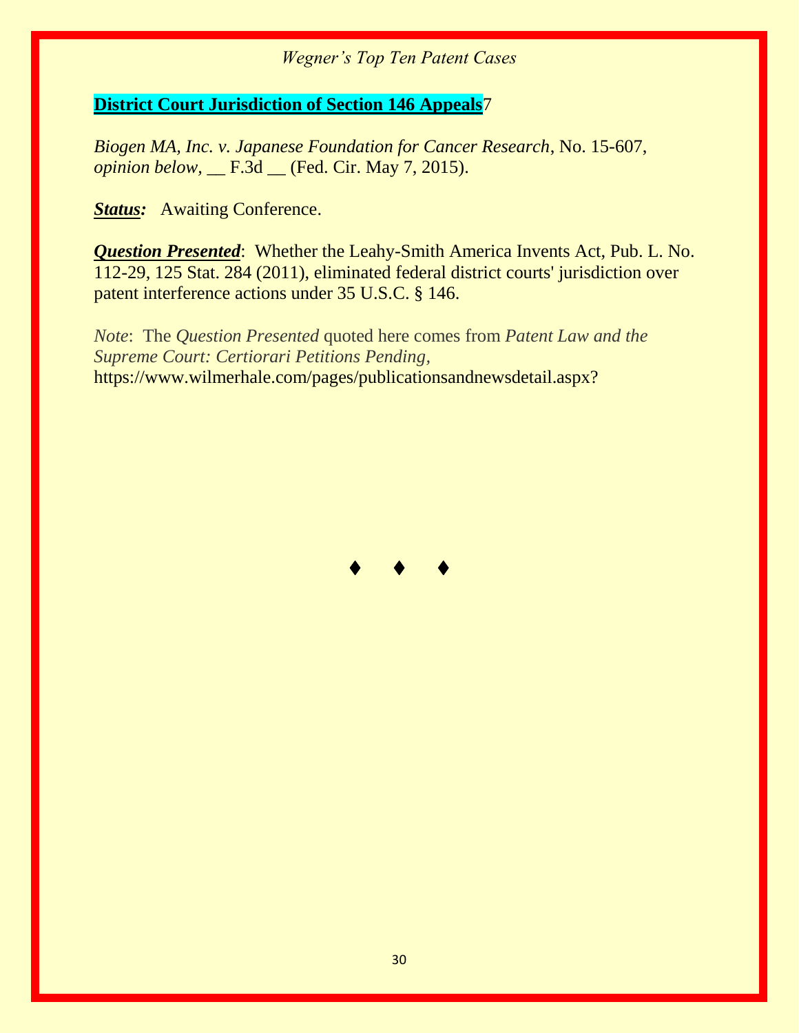**District Court Jurisdiction of Section 146 Appeals**7

*Biogen MA, Inc. v. Japanese Foundation for Cancer Research*, No. 15-607, *opinion below,* __ F.3d __ (Fed. Cir. May 7, 2015).

***Status:*** Awaiting Conference.

***Question Presented***: Whether the Leahy-Smith America Invents Act, Pub. L. No. 112-29, 125 Stat. 284 (2011), eliminated federal district courts' jurisdiction over patent interference actions under 35 U.S.C. § 146.

*Note*: The *Question Presented* quoted here comes from *Patent Law and the Supreme Court: Certiorari Petitions Pending,* https://www.wilmerhale.com/pages/publicationsandnewsdetail.aspx?

♦ ♦ ♦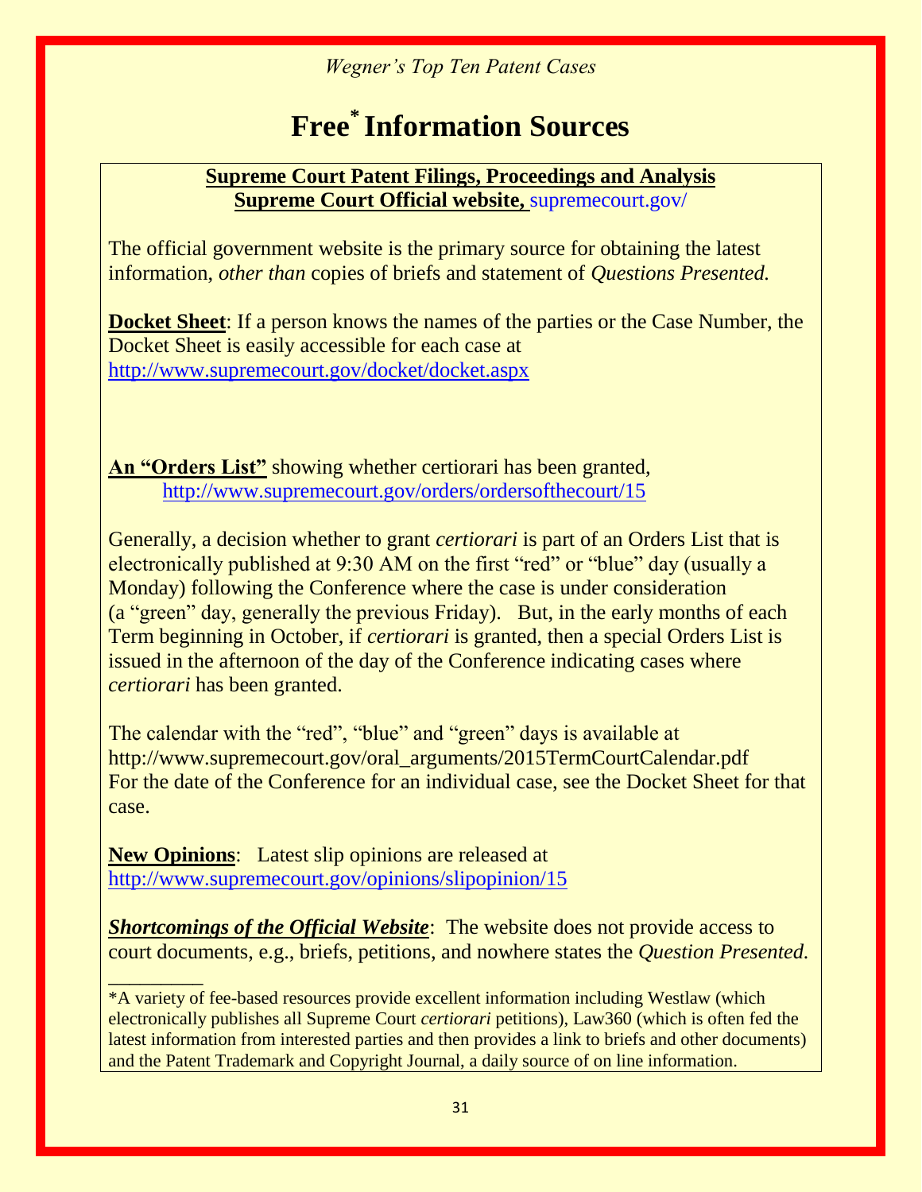*Wegner's Top Ten Patent Cases*

# Free* Information Sources

**Supreme Court Patent Filings, Proceedings and Analysis**
**Supreme Court Official website,** supremecourt.gov/

The official government website is the primary source for obtaining the latest information, *other than* copies of briefs and statement of *Questions Presented.*

**Docket Sheet**: If a person knows the names of the parties or the Case Number, the Docket Sheet is easily accessible for each case at http://www.supremecourt.gov/docket/docket.aspx

**An "Orders List"** showing whether certiorari has been granted, http://www.supremecourt.gov/orders/ordersofthecourt/15

Generally, a decision whether to grant *certiorari* is part of an Orders List that is electronically published at 9:30 AM on the first "red" or "blue" day (usually a Monday) following the Conference where the case is under consideration (a "green" day, generally the previous Friday). But, in the early months of each Term beginning in October, if *certiorari* is granted, then a special Orders List is issued in the afternoon of the day of the Conference indicating cases where *certiorari* has been granted.

The calendar with the "red", "blue" and "green" days is available at http://www.supremecourt.gov/oral_arguments/2015TermCourtCalendar.pdf For the date of the Conference for an individual case, see the Docket Sheet for that case.

**New Opinions**: Latest slip opinions are released at http://www.supremecourt.gov/opinions/slipopinion/15

***Shortcomings of the Official Website***: The website does not provide access to court documents, e.g., briefs, petitions, and nowhere states the *Question Presented.*

---

*A variety of fee-based resources provide excellent information including Westlaw (which electronically publishes all Supreme Court *certiorari* petitions), Law360 (which is often fed the latest information from interested parties and then provides a link to briefs and other documents) and the Patent Trademark and Copyright Journal, a daily source of on line information.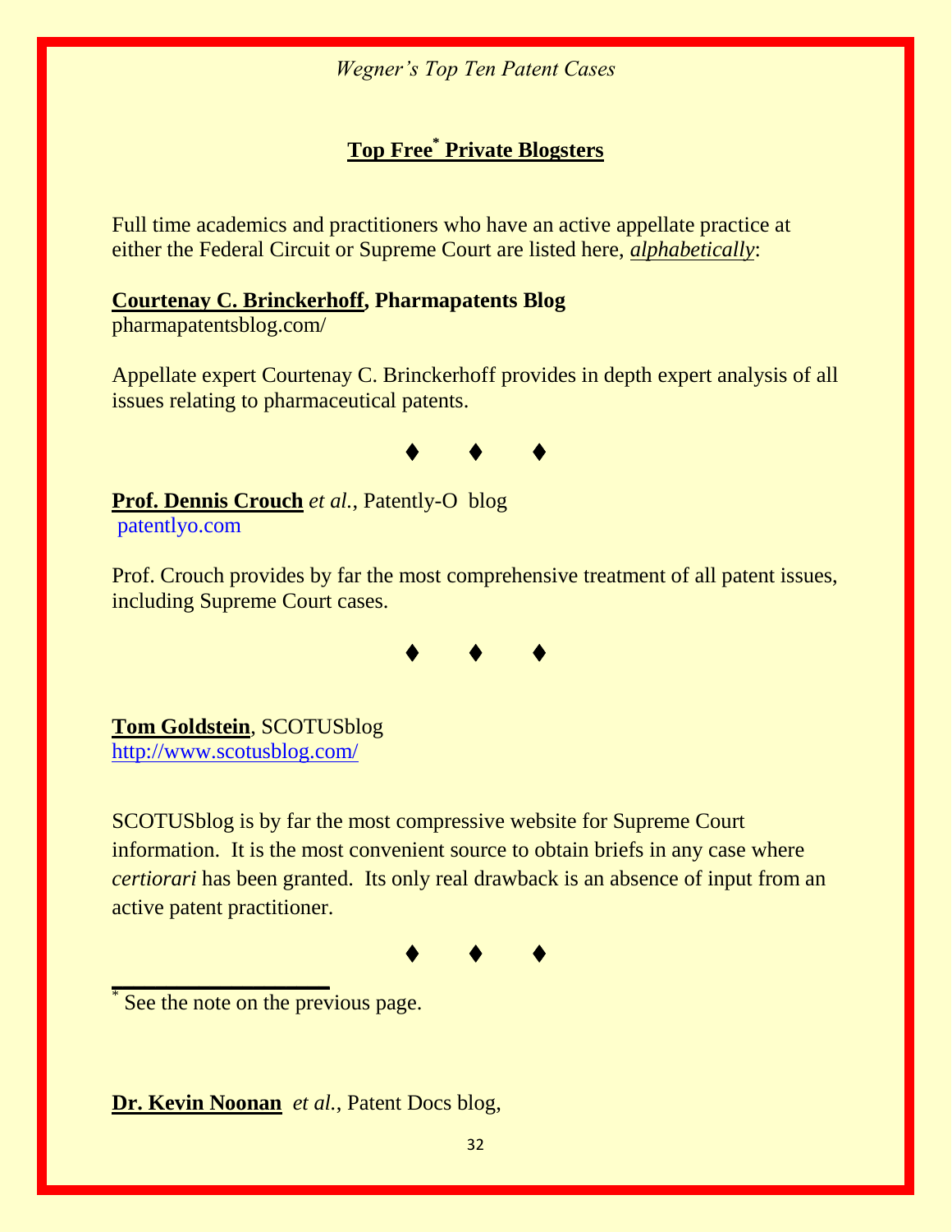## Top Free* Private Blogsters

Full time academics and practitioners who have an active appellate practice at either the Federal Circuit or Supreme Court are listed here, *alphabetically*:

**Courtenay C. Brinckerhoff, Pharmapatents Blog**
pharmapatentsblog.com/

Appellate expert Courtenay C. Brinckerhoff provides in depth expert analysis of all issues relating to pharmaceutical patents.

♦ ♦ ♦

**Prof. Dennis Crouch** *et al.*, Patently-O blog
patentlyo.com

Prof. Crouch provides by far the most comprehensive treatment of all patent issues, including Supreme Court cases.

♦ ♦ ♦

**Tom Goldstein**, SCOTUSblog
http://www.scotusblog.com/

SCOTUSblog is by far the most compressive website for Supreme Court information. It is the most convenient source to obtain briefs in any case where *certiorari* has been granted. Its only real drawback is an absence of input from an active patent practitioner.

♦ ♦ ♦

\* See the note on the previous page.

**Dr. Kevin Noonan** *et al.*, Patent Docs blog,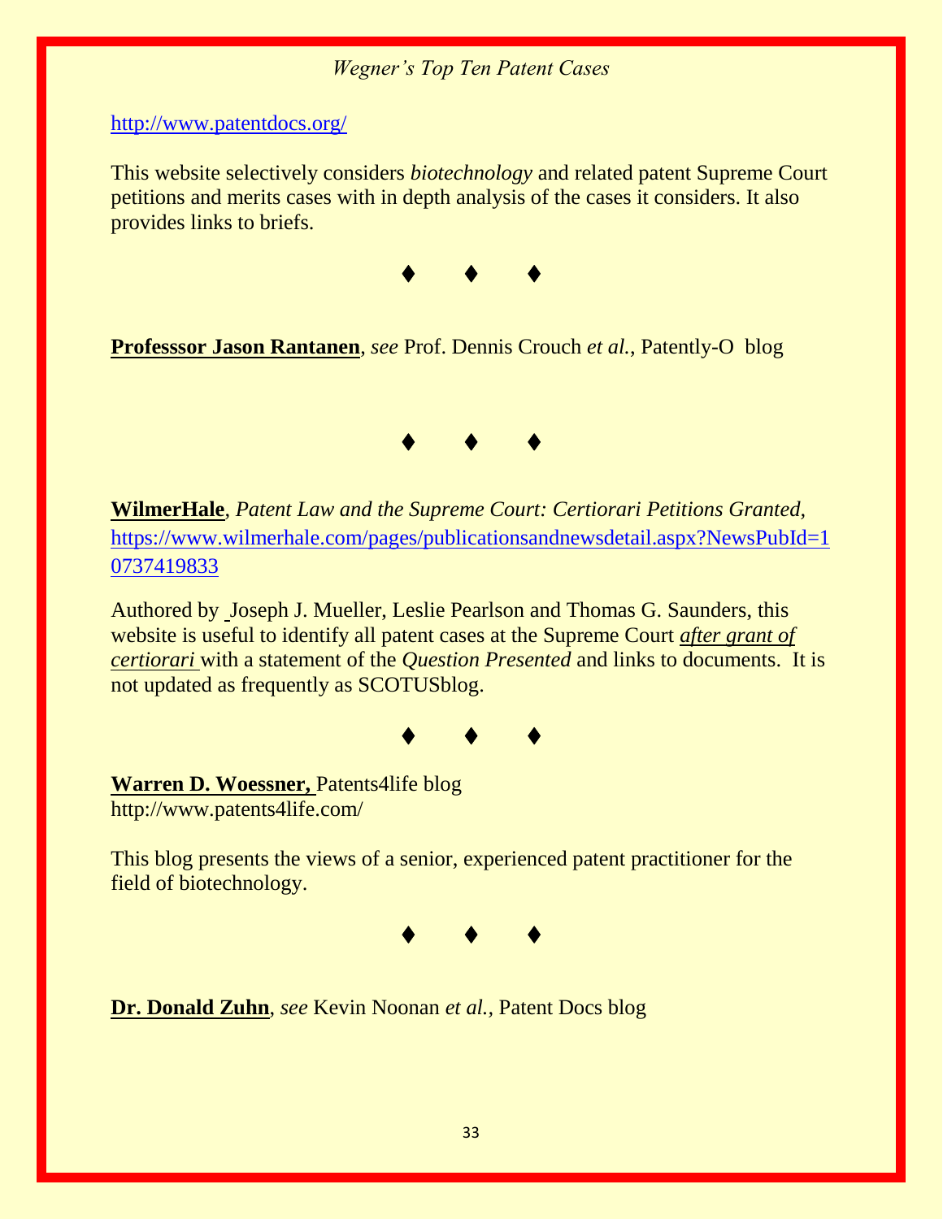http://www.patentdocs.org/

This website selectively considers *biotechnology* and related patent Supreme Court petitions and merits cases with in depth analysis of the cases it considers. It also provides links to briefs.

♦ ♦ ♦

**Professsor Jason Rantanen**, *see* Prof. Dennis Crouch *et al.,* Patently-O blog

♦ ♦ ♦

**WilmerHale**, *Patent Law and the Supreme Court: Certiorari Petitions Granted,* https://www.wilmerhale.com/pages/publicationsandnewsdetail.aspx?NewsPubId=10737419833

Authored by Joseph J. Mueller, Leslie Pearlson and Thomas G. Saunders, this website is useful to identify all patent cases at the Supreme Court *after grant of certiorari* with a statement of the *Question Presented* and links to documents. It is not updated as frequently as SCOTUSblog.

♦ ♦ ♦

**Warren D. Woessner,** Patents4life blog
http://www.patents4life.com/

This blog presents the views of a senior, experienced patent practitioner for the field of biotechnology.

♦ ♦ ♦

**Dr. Donald Zuhn**, *see* Kevin Noonan *et al.,* Patent Docs blog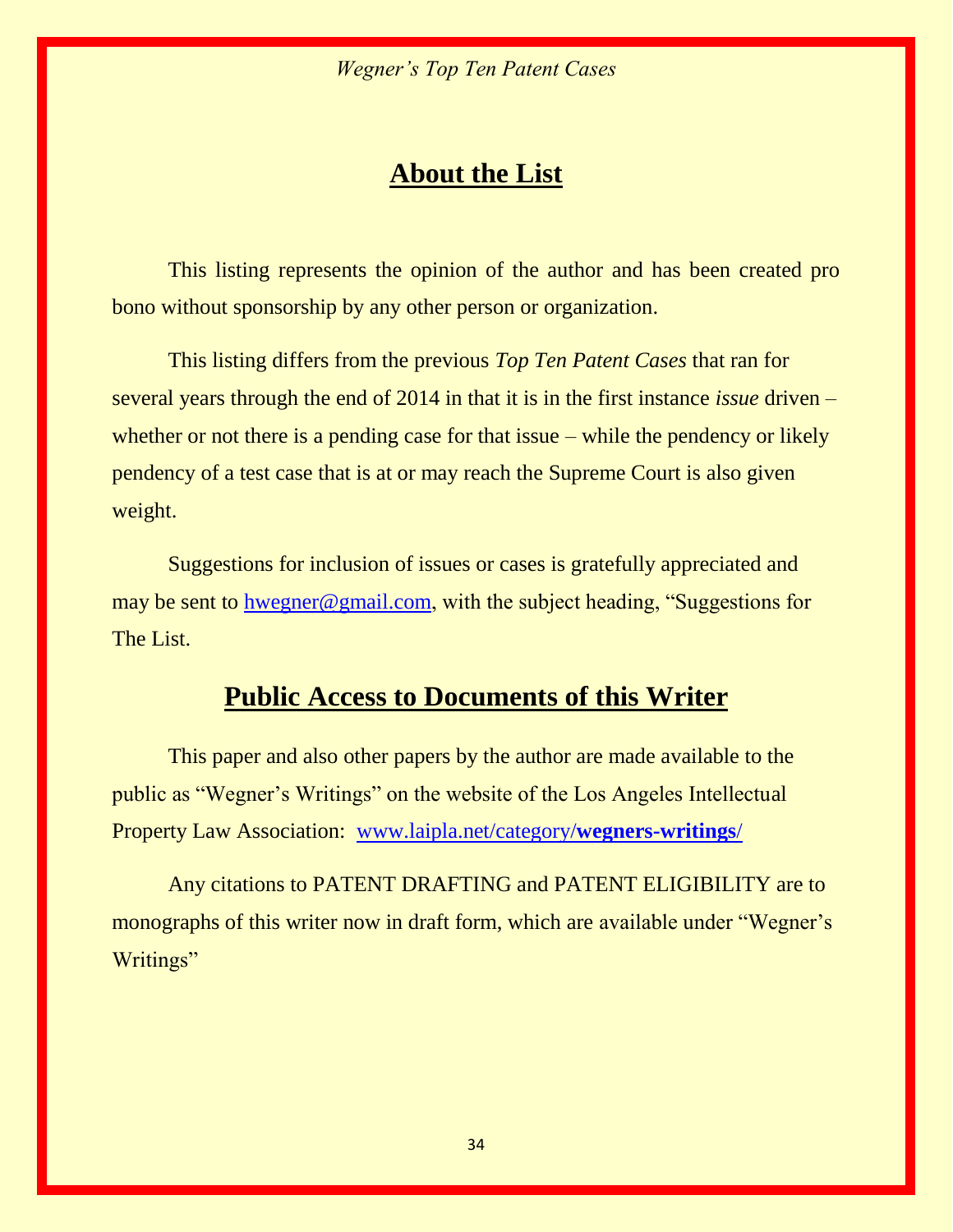## About the List

This listing represents the opinion of the author and has been created pro bono without sponsorship by any other person or organization.

This listing differs from the previous *Top Ten Patent Cases* that ran for several years through the end of 2014 in that it is in the first instance *issue* driven – whether or not there is a pending case for that issue – while the pendency or likely pendency of a test case that is at or may reach the Supreme Court is also given weight.

Suggestions for inclusion of issues or cases is gratefully appreciated and may be sent to hwegner@gmail.com, with the subject heading, "Suggestions for The List.

## Public Access to Documents of this Writer

This paper and also other papers by the author are made available to the public as "Wegner's Writings" on the website of the Los Angeles Intellectual Property Law Association: www.laipla.net/category/**wegners-writings/**

Any citations to PATENT DRAFTING and PATENT ELIGIBILITY are to monographs of this writer now in draft form, which are available under "Wegner's Writings"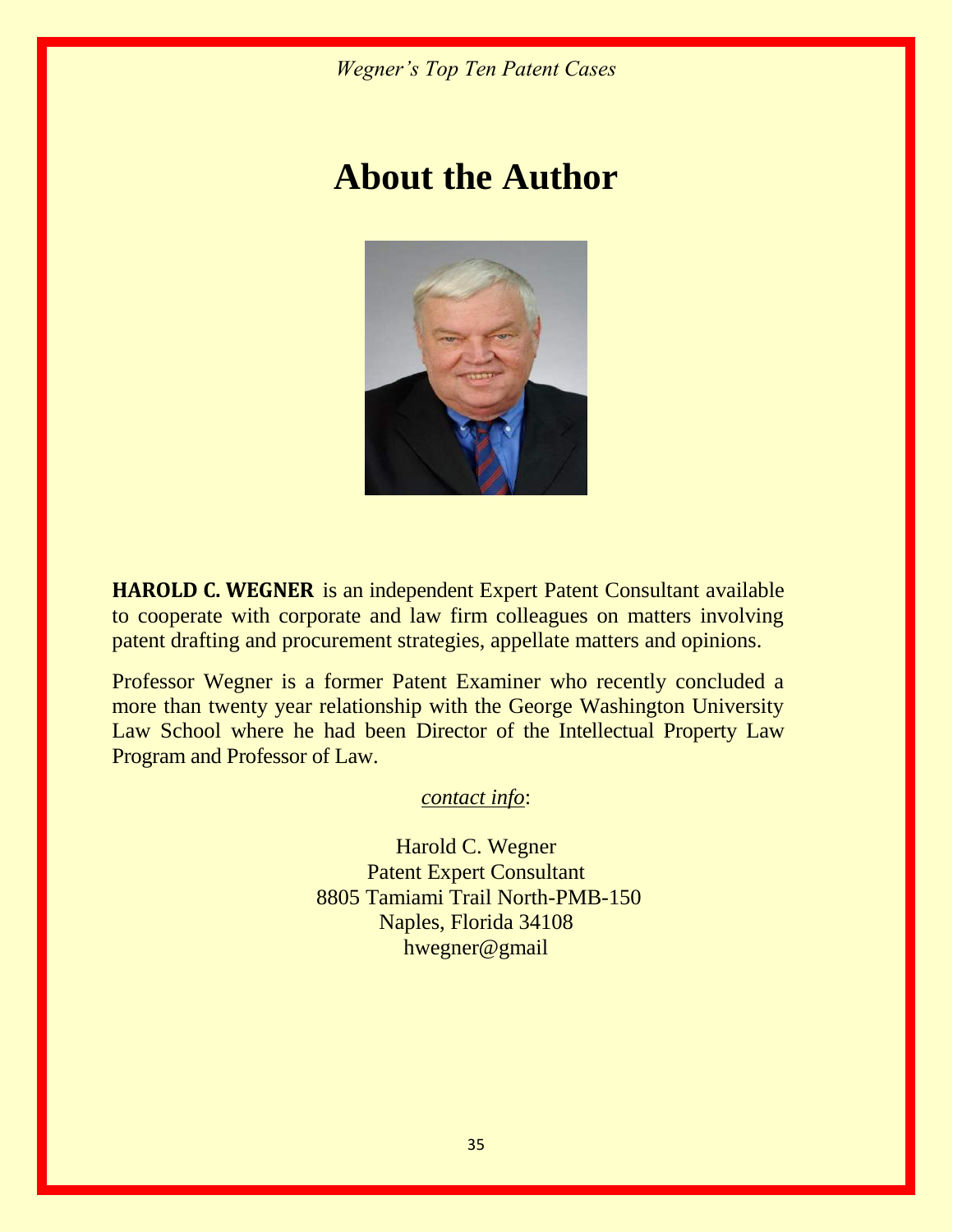# About the Author

**HAROLD C. WEGNER** is an independent Expert Patent Consultant available to cooperate with corporate and law firm colleagues on matters involving patent drafting and procurement strategies, appellate matters and opinions.

Professor Wegner is a former Patent Examiner who recently concluded a more than twenty year relationship with the George Washington University Law School where he had been Director of the Intellectual Property Law Program and Professor of Law.

*contact info*:

Harold C. Wegner
Patent Expert Consultant
8805 Tamiami Trail North-PMB-150
Naples, Florida 34108
hwegner@gmail